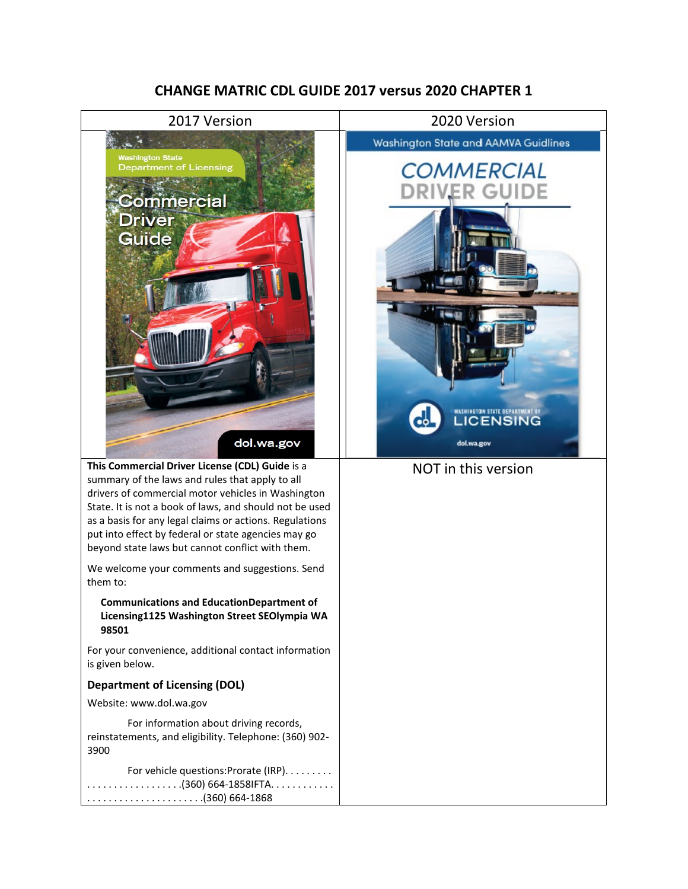# CHANGE MATRIC CDL GUIDE 2017 versus 2020 CHAPTER 1

| 2017 Version | 2020 Version |
| --- | --- |
| Washington State Department of Licensing<br>Commercial Driver Guide<br>dol.wa.gov | Washington State and AAMVA Guidlines<br>COMMERCIAL DRIVER GUIDE<br>WASHINGTON STATE DEPARTMENT OF LICENSING<br>dol.wa.gov |
| **This Commercial Driver License (CDL) Guide** is a summary of the laws and rules that apply to all drivers of commercial motor vehicles in Washington State. It is not a book of laws, and should not be used as a basis for any legal claims or actions. Regulations put into effect by federal or state agencies may go beyond state laws but cannot conflict with them.<br><br>We welcome your comments and suggestions. Send them to:<br><br>**Communications and EducationDepartment of Licensing1125 Washington Street SEOlympia WA 98501**<br><br>For your convenience, additional contact information is given below.<br><br>**Department of Licensing (DOL)**<br><br>Website: www.dol.wa.gov<br><br>For information about driving records, reinstatements, and eligibility. Telephone: (360) 902-3900<br><br>For vehicle questions:Prorate (IRP). . . . . . . . . . . . . . . . . . . . . . . . . . .(360) 664-1858IFTA. . . . . . . . . . . . . . . . . . . . . . . . . . . . . . . . . .(360) 664-1868 | NOT in this version |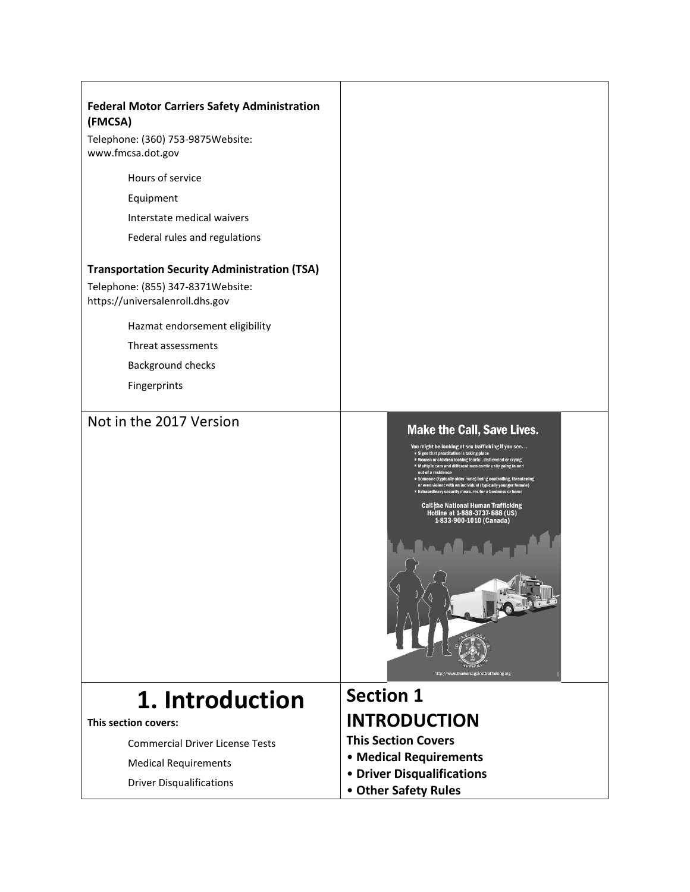| | |
|---|---|
| **Federal Motor Carriers Safety Administration (FMCSA)**<br>Telephone: (360) 753-9875Website: www.fmcsa.dot.gov<br>Hours of service<br>Equipment<br>Interstate medical waivers<br>Federal rules and regulations<br><br>**Transportation Security Administration (TSA)**<br>Telephone: (855) 347-8371Website: https://universalenroll.dhs.gov<br>Hazmat endorsement eligibility<br>Threat assessments<br>Background checks<br>Fingerprints | |
| Not in the 2017 Version | **Make the Call, Save Lives.**<br>You might be looking at sex trafficking if you see…<br>• Signs that prostitution is taking place<br>• Women or children looking fearful, disheveled or crying<br>• Multiple cars and different men continually going in and out of a residence<br>• Someone (typically older male) being controlling, threatening or even violent with an individual (typically younger female)<br>• Extraordinary security measures for a business or home<br>Call the National Human Trafficking Hotline at 1-888-3737-888 (US) 1-833-900-1010 (Canada)<br>http://www.truckersagainsttrafficking.org |
| **1. Introduction**<br>**This section covers:**<br>Commercial Driver License Tests<br>Medical Requirements<br>Driver Disqualifications | **Section 1**<br>**INTRODUCTION**<br>**This Section Covers**<br>• **Medical Requirements**<br>• **Driver Disqualifications**<br>• **Other Safety Rules** |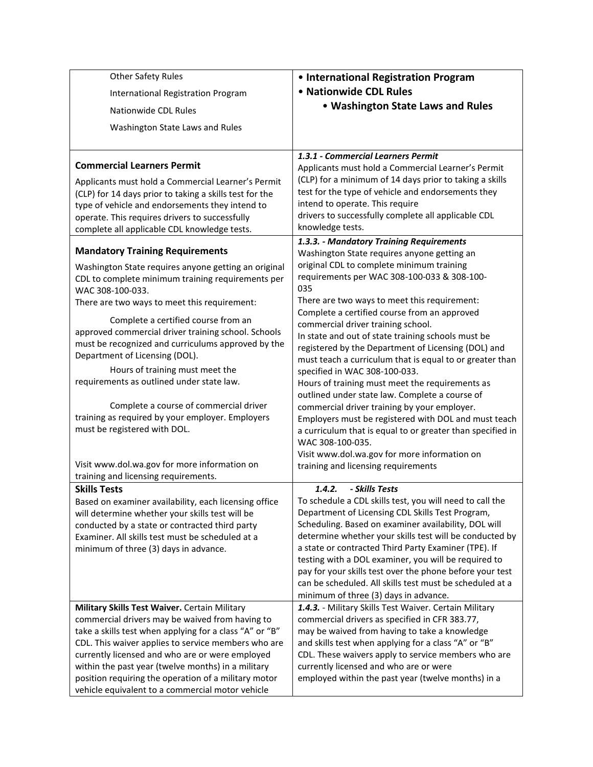| | |
|---|---|
| Other Safety Rules<br>International Registration Program<br>Nationwide CDL Rules<br>Washington State Laws and Rules | **• International Registration Program**<br>**• Nationwide CDL Rules**<br>**• Washington State Laws and Rules** |
| **Commercial Learners Permit**<br>Applicants must hold a Commercial Learner's Permit (CLP) for 14 days prior to taking a skills test for the type of vehicle and endorsements they intend to operate. This requires drivers to successfully complete all applicable CDL knowledge tests. | ***1.3.1 - Commercial Learners Permit***<br>Applicants must hold a Commercial Learner's Permit (CLP) for a minimum of 14 days prior to taking a skills test for the type of vehicle and endorsements they intend to operate. This require drivers to successfully complete all applicable CDL knowledge tests. |
| **Mandatory Training Requirements**<br>Washington State requires anyone getting an original CDL to complete minimum training requirements per WAC 308-100-033.<br>There are two ways to meet this requirement:<br>Complete a certified course from an approved commercial driver training school. Schools must be recognized and curriculums approved by the Department of Licensing (DOL).<br>Hours of training must meet the requirements as outlined under state law.<br>Complete a course of commercial driver training as required by your employer. Employers must be registered with DOL.<br>Visit www.dol.wa.gov for more information on training and licensing requirements. | ***1.3.3. - Mandatory Training Requirements***<br>Washington State requires anyone getting an original CDL to complete minimum training requirements per WAC 308-100-033 & 308-100-035<br>There are two ways to meet this requirement:<br>Complete a certified course from an approved commercial driver training school.<br>In state and out of state training schools must be registered by the Department of Licensing (DOL) and must teach a curriculum that is equal to or greater than specified in WAC 308-100-033.<br>Hours of training must meet the requirements as outlined under state law. Complete a course of commercial driver training by your employer.<br>Employers must be registered with DOL and must teach a curriculum that is equal to or greater than specified in WAC 308-100-035.<br>Visit www.dol.wa.gov for more information on training and licensing requirements |
| **Skills Tests**<br>Based on examiner availability, each licensing office will determine whether your skills test will be conducted by a state or contracted third party Examiner. All skills test must be scheduled at a minimum of three (3) days in advance. | ***1.4.2. - Skills Tests***<br>To schedule a CDL skills test, you will need to call the Department of Licensing CDL Skills Test Program, Scheduling. Based on examiner availability, DOL will determine whether your skills test will be conducted by a state or contracted Third Party Examiner (TPE). If testing with a DOL examiner, you will be required to pay for your skills test over the phone before your test can be scheduled. All skills test must be scheduled at a minimum of three (3) days in advance. |
| **Military Skills Test Waiver.** Certain Military commercial drivers may be waived from having to take a skills test when applying for a class "A" or "B" CDL. This waiver applies to service members who are currently licensed and who are or were employed within the past year (twelve months) in a military position requiring the operation of a military motor vehicle equivalent to a commercial motor vehicle | ***1.4.3.*** - Military Skills Test Waiver. Certain Military commercial drivers as specified in CFR 383.77, may be waived from having to take a knowledge and skills test when applying for a class "A" or "B" CDL. These waivers apply to service members who are currently licensed and who are or were employed within the past year (twelve months) in a |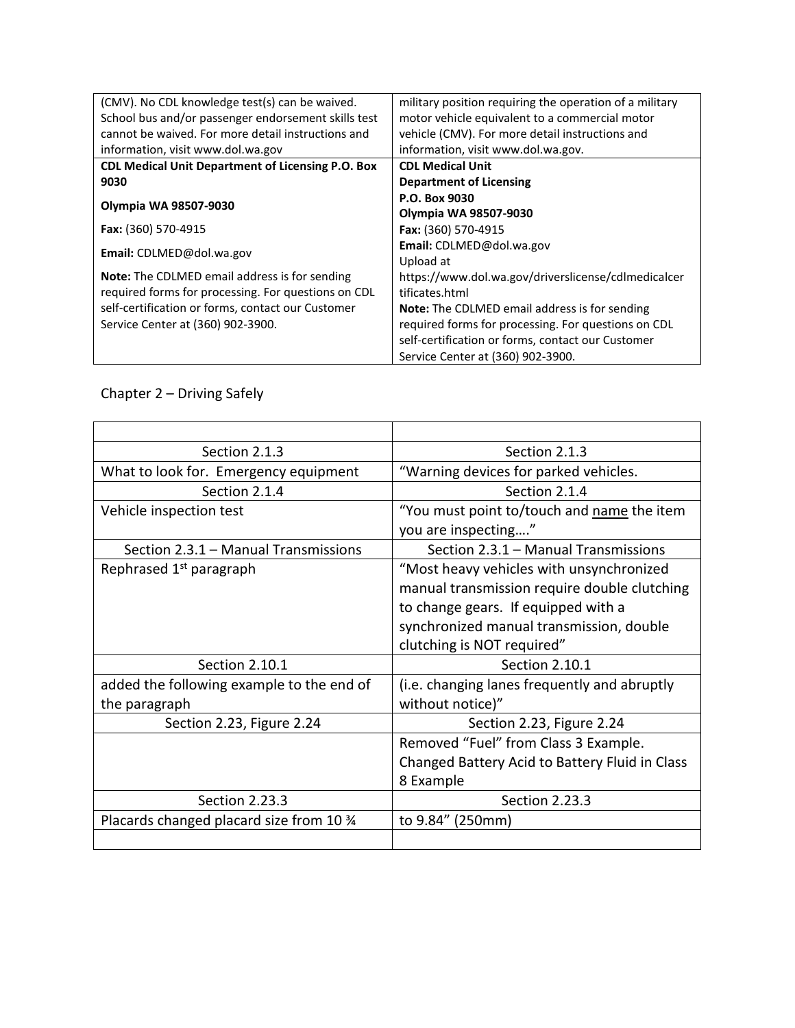| (CMV). No CDL knowledge test(s) can be waived. School bus and/or passenger endorsement skills test cannot be waived. For more detail instructions and information, visit www.dol.wa.gov | military position requiring the operation of a military motor vehicle equivalent to a commercial motor vehicle (CMV). For more detail instructions and information, visit www.dol.wa.gov. |
|---|---|
| **CDL Medical Unit Department of Licensing P.O. Box 9030**<br><br>**Olympia WA 98507-9030**<br><br>**Fax:** (360) 570-4915<br><br>**Email:** CDLMED@dol.wa.gov<br><br>**Note:** The CDLMED email address is for sending required forms for processing. For questions on CDL self-certification or forms, contact our Customer Service Center at (360) 902-3900. | **CDL Medical Unit**<br>**Department of Licensing**<br>**P.O. Box 9030**<br>**Olympia WA 98507-9030**<br>**Fax:** (360) 570-4915<br>**Email:** CDLMED@dol.wa.gov<br>Upload at https://www.dol.wa.gov/driverslicense/cdlmedicalcertificates.html<br>**Note:** The CDLMED email address is for sending required forms for processing. For questions on CDL self-certification or forms, contact our Customer Service Center at (360) 902-3900. |

Chapter 2 – Driving Safely

| | |
|---|---|
| Section 2.1.3 | Section 2.1.3 |
| What to look for. Emergency equipment | "Warning devices for parked vehicles. |
| Section 2.1.4 | Section 2.1.4 |
| Vehicle inspection test | "You must point to/touch and name the item you are inspecting…." |
| Section 2.3.1 – Manual Transmissions | Section 2.3.1 – Manual Transmissions |
| Rephrased 1st paragraph | "Most heavy vehicles with unsynchronized manual transmission require double clutching to change gears. If equipped with a synchronized manual transmission, double clutching is NOT required" |
| Section 2.10.1 | Section 2.10.1 |
| added the following example to the end of the paragraph | (i.e. changing lanes frequently and abruptly without notice)" |
| Section 2.23, Figure 2.24 | Section 2.23, Figure 2.24 |
| | Removed "Fuel" from Class 3 Example. Changed Battery Acid to Battery Fluid in Class 8 Example |
| Section 2.23.3 | Section 2.23.3 |
| Placards changed placard size from 10 ¾ | to 9.84" (250mm) |
| | |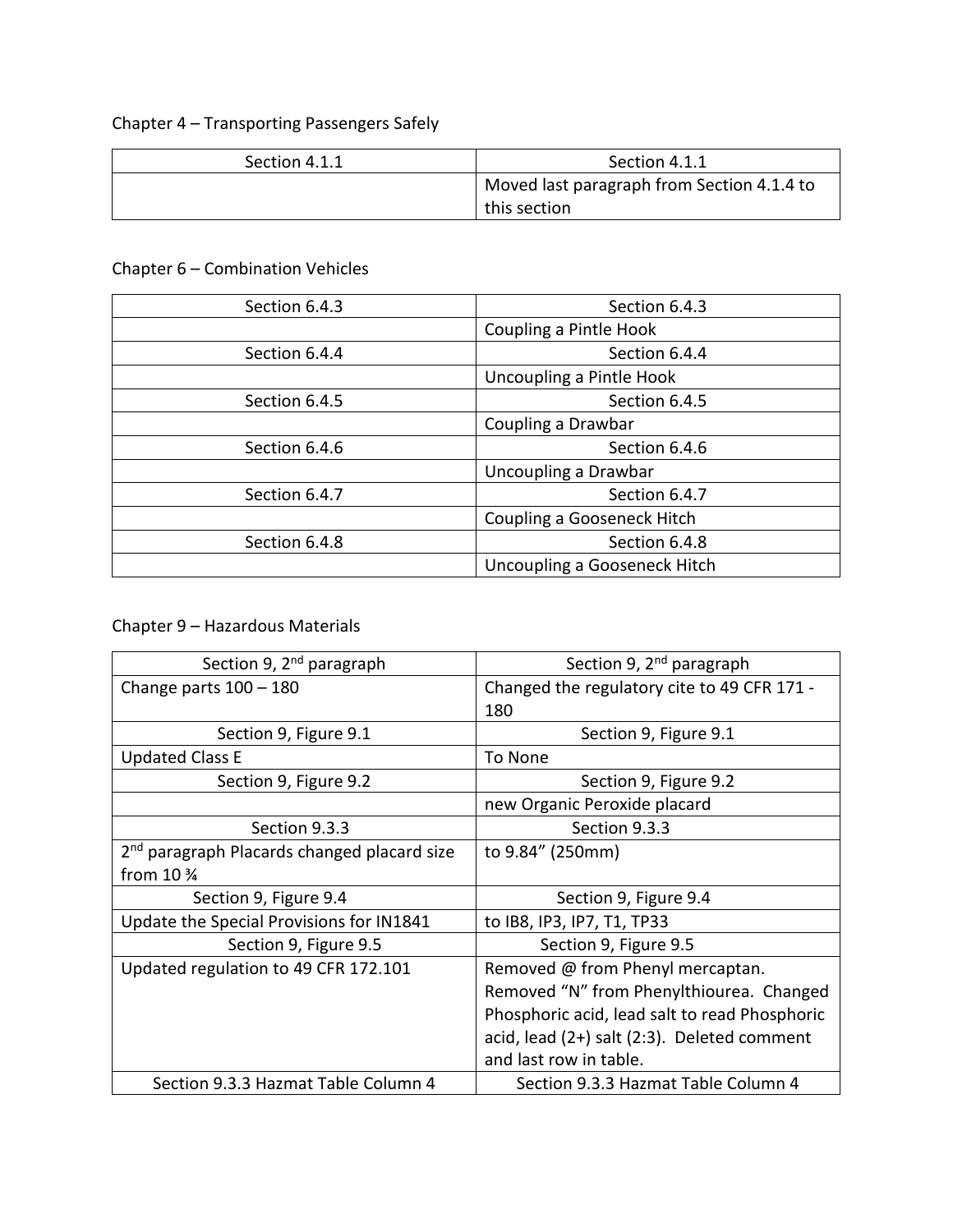Chapter 4 – Transporting Passengers Safely

| Section 4.1.1 | Section 4.1.1 |
|---|---|
| | Moved last paragraph from Section 4.1.4 to this section |

Chapter 6 – Combination Vehicles

| Section 6.4.3 | Section 6.4.3 |
|---|---|
| | Coupling a Pintle Hook |
| Section 6.4.4 | Section 6.4.4 |
| | Uncoupling a Pintle Hook |
| Section 6.4.5 | Section 6.4.5 |
| | Coupling a Drawbar |
| Section 6.4.6 | Section 6.4.6 |
| | Uncoupling a Drawbar |
| Section 6.4.7 | Section 6.4.7 |
| | Coupling a Gooseneck Hitch |
| Section 6.4.8 | Section 6.4.8 |
| | Uncoupling a Gooseneck Hitch |

Chapter 9 – Hazardous Materials

| Section 9, 2nd paragraph | Section 9, 2nd paragraph |
|---|---|
| Change parts 100 – 180 | Changed the regulatory cite to 49 CFR 171 - 180 |
| Section 9, Figure 9.1 | Section 9, Figure 9.1 |
| Updated Class E | To None |
| Section 9, Figure 9.2 | Section 9, Figure 9.2 |
| | new Organic Peroxide placard |
| Section 9.3.3 | Section 9.3.3 |
| 2nd paragraph Placards changed placard size from 10 ¾ | to 9.84" (250mm) |
| Section 9, Figure 9.4 | Section 9, Figure 9.4 |
| Update the Special Provisions for IN1841 | to IB8, IP3, IP7, T1, TP33 |
| Section 9, Figure 9.5 | Section 9, Figure 9.5 |
| Updated regulation to 49 CFR 172.101 | Removed @ from Phenyl mercaptan. Removed "N" from Phenylthiourea. Changed Phosphoric acid, lead salt to read Phosphoric acid, lead (2+) salt (2:3). Deleted comment and last row in table. |
| Section 9.3.3 Hazmat Table Column 4 | Section 9.3.3 Hazmat Table Column 4 |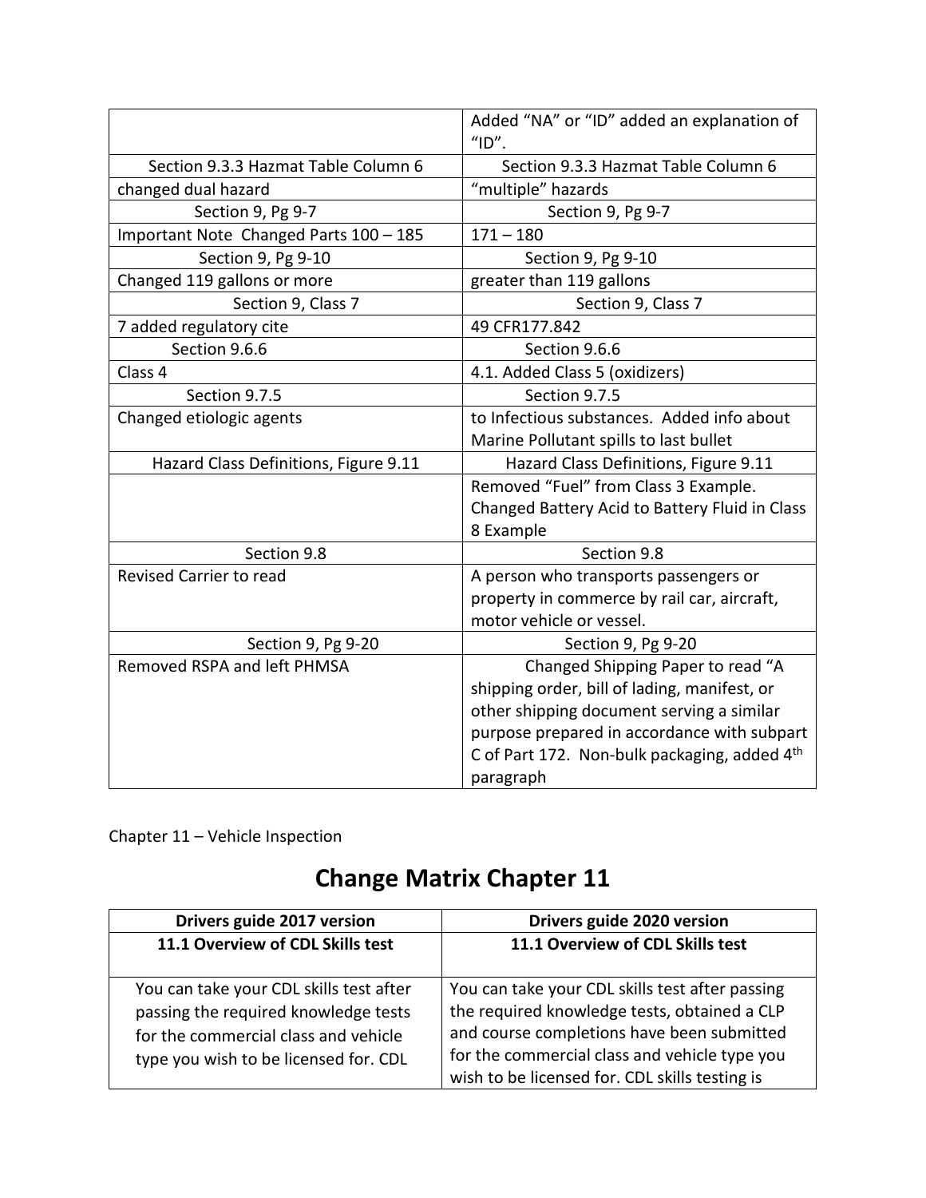| | |
|---|---|
| | Added "NA" or "ID" added an explanation of "ID". |
| Section 9.3.3 Hazmat Table Column 6 | Section 9.3.3 Hazmat Table Column 6 |
| changed dual hazard | "multiple" hazards |
| Section 9, Pg 9-7 | Section 9, Pg 9-7 |
| Important Note Changed Parts 100 – 185 | 171 – 180 |
| Section 9, Pg 9-10 | Section 9, Pg 9-10 |
| Changed 119 gallons or more | greater than 119 gallons |
| Section 9, Class 7 | Section 9, Class 7 |
| 7 added regulatory cite | 49 CFR177.842 |
| Section 9.6.6 | Section 9.6.6 |
| Class 4 | 4.1. Added Class 5 (oxidizers) |
| Section 9.7.5 | Section 9.7.5 |
| Changed etiologic agents | to Infectious substances. Added info about Marine Pollutant spills to last bullet |
| Hazard Class Definitions, Figure 9.11 | Hazard Class Definitions, Figure 9.11 |
| | Removed "Fuel" from Class 3 Example. Changed Battery Acid to Battery Fluid in Class 8 Example |
| Section 9.8 | Section 9.8 |
| Revised Carrier to read | A person who transports passengers or property in commerce by rail car, aircraft, motor vehicle or vessel. |
| Section 9, Pg 9-20 | Section 9, Pg 9-20 |
| Removed RSPA and left PHMSA | Changed Shipping Paper to read "A shipping order, bill of lading, manifest, or other shipping document serving a similar purpose prepared in accordance with subpart C of Part 172. Non-bulk packaging, added 4th paragraph |

Chapter 11 – Vehicle Inspection

# Change Matrix Chapter 11

| Drivers guide 2017 version | Drivers guide 2020 version |
|---|---|
| **11.1 Overview of CDL Skills test** | **11.1 Overview of CDL Skills test** |
| You can take your CDL skills test after passing the required knowledge tests for the commercial class and vehicle type you wish to be licensed for. CDL | You can take your CDL skills test after passing the required knowledge tests, obtained a CLP and course completions have been submitted for the commercial class and vehicle type you wish to be licensed for. CDL skills testing is |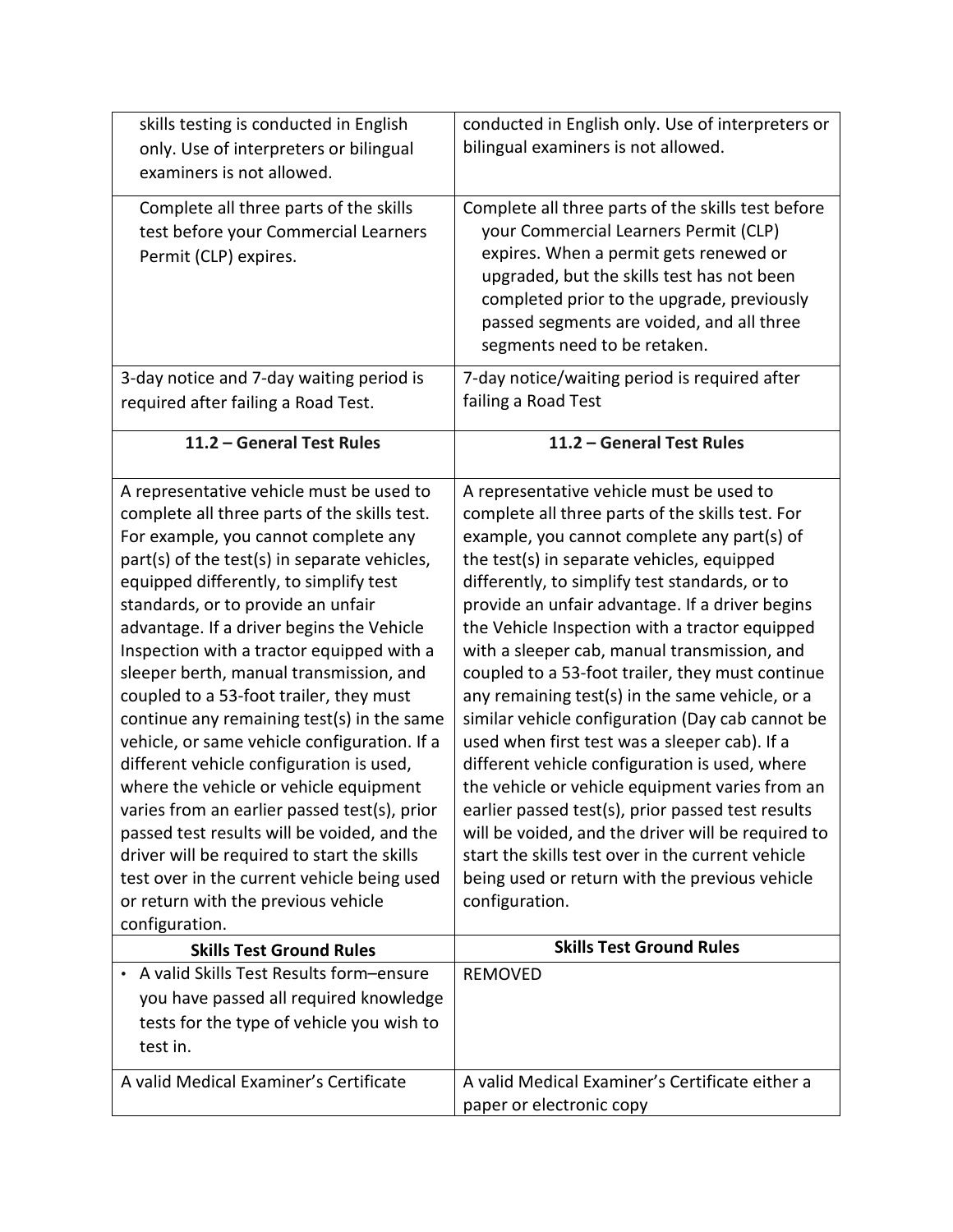| | |
|---|---|
| skills testing is conducted in English only. Use of interpreters or bilingual examiners is not allowed. | conducted in English only. Use of interpreters or bilingual examiners is not allowed. |
| Complete all three parts of the skills test before your Commercial Learners Permit (CLP) expires. | Complete all three parts of the skills test before your Commercial Learners Permit (CLP) expires. When a permit gets renewed or upgraded, but the skills test has not been completed prior to the upgrade, previously passed segments are voided, and all three segments need to be retaken. |
| 3-day notice and 7-day waiting period is required after failing a Road Test. | 7-day notice/waiting period is required after failing a Road Test |
| **11.2 – General Test Rules** | **11.2 – General Test Rules** |
| A representative vehicle must be used to complete all three parts of the skills test. For example, you cannot complete any part(s) of the test(s) in separate vehicles, equipped differently, to simplify test standards, or to provide an unfair advantage. If a driver begins the Vehicle Inspection with a tractor equipped with a sleeper berth, manual transmission, and coupled to a 53-foot trailer, they must continue any remaining test(s) in the same vehicle, or same vehicle configuration. If a different vehicle configuration is used, where the vehicle or vehicle equipment varies from an earlier passed test(s), prior passed test results will be voided, and the driver will be required to start the skills test over in the current vehicle being used or return with the previous vehicle configuration. | A representative vehicle must be used to complete all three parts of the skills test. For example, you cannot complete any part(s) of the test(s) in separate vehicles, equipped differently, to simplify test standards, or to provide an unfair advantage. If a driver begins the Vehicle Inspection with a tractor equipped with a sleeper cab, manual transmission, and coupled to a 53-foot trailer, they must continue any remaining test(s) in the same vehicle, or a similar vehicle configuration (Day cab cannot be used when first test was a sleeper cab). If a different vehicle configuration is used, where the vehicle or vehicle equipment varies from an earlier passed test(s), prior passed test results will be voided, and the driver will be required to start the skills test over in the current vehicle being used or return with the previous vehicle configuration. |
| **Skills Test Ground Rules** | **Skills Test Ground Rules** |
| • A valid Skills Test Results form–ensure you have passed all required knowledge tests for the type of vehicle you wish to test in. | REMOVED |
| A valid Medical Examiner's Certificate | A valid Medical Examiner's Certificate either a paper or electronic copy |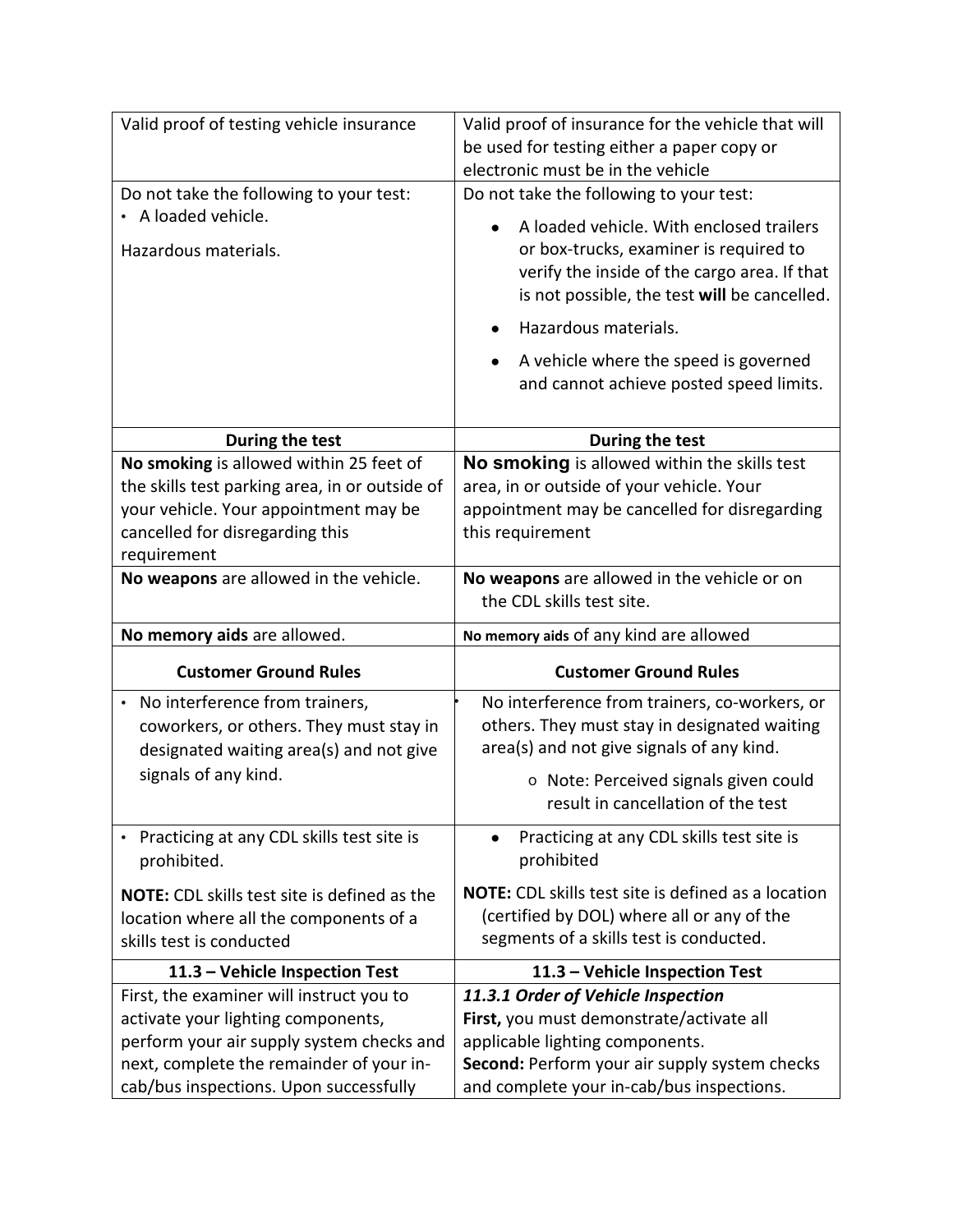| Valid proof of testing vehicle insurance | Valid proof of insurance for the vehicle that will be used for testing either a paper copy or electronic must be in the vehicle |
|---|---|
| Do not take the following to your test:<br>• A loaded vehicle.<br><br>Hazardous materials. | Do not take the following to your test:<br>• A loaded vehicle. With enclosed trailers or box-trucks, examiner is required to verify the inside of the cargo area. If that is not possible, the test **will** be cancelled.<br>• Hazardous materials.<br>• A vehicle where the speed is governed and cannot achieve posted speed limits. |
| **During the test** | **During the test** |
| **No smoking** is allowed within 25 feet of the skills test parking area, in or outside of your vehicle. Your appointment may be cancelled for disregarding this requirement | **No smoking** is allowed within the skills test area, in or outside of your vehicle. Your appointment may be cancelled for disregarding this requirement |
| **No weapons** are allowed in the vehicle. | **No weapons** are allowed in the vehicle or on the CDL skills test site. |
| **No memory aids** are allowed. | **No memory aids** of any kind are allowed |
| **Customer Ground Rules** | **Customer Ground Rules** |
| • No interference from trainers, coworkers, or others. They must stay in designated waiting area(s) and not give signals of any kind. | • No interference from trainers, co-workers, or others. They must stay in designated waiting area(s) and not give signals of any kind.<br>  ○ Note: Perceived signals given could result in cancellation of the test |
| • Practicing at any CDL skills test site is prohibited.<br><br>**NOTE:** CDL skills test site is defined as the location where all the components of a skills test is conducted | • Practicing at any CDL skills test site is prohibited<br><br>**NOTE:** CDL skills test site is defined as a location (certified by DOL) where all or any of the segments of a skills test is conducted. |
| **11.3 – Vehicle Inspection Test** | **11.3 – Vehicle Inspection Test** |
| First, the examiner will instruct you to activate your lighting components, perform your air supply system checks and next, complete the remainder of your in-cab/bus inspections. Upon successfully | ***11.3.1 Order of Vehicle Inspection***<br>**First,** you must demonstrate/activate all applicable lighting components.<br>**Second:** Perform your air supply system checks and complete your in-cab/bus inspections. |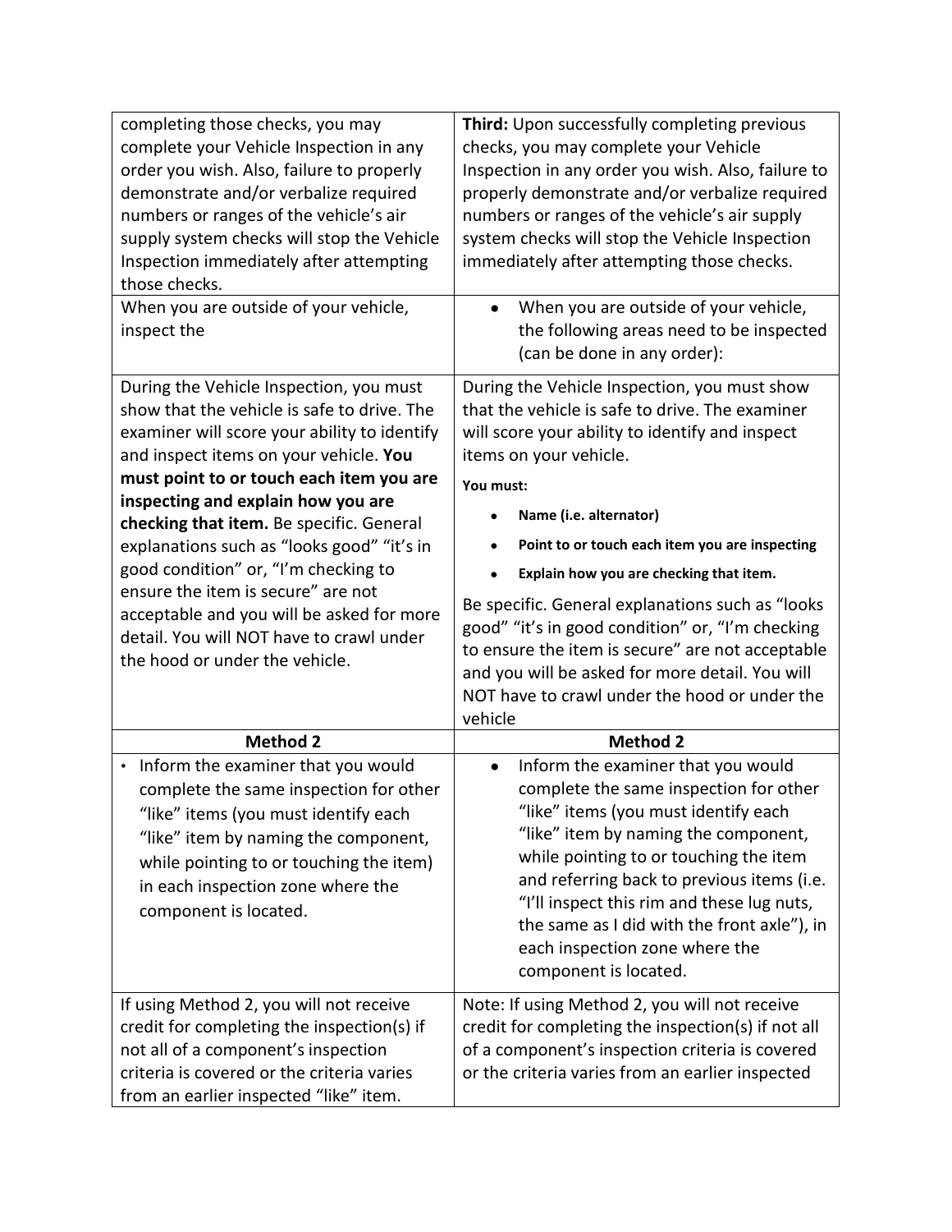| | |
|---|---|
| completing those checks, you may complete your Vehicle Inspection in any order you wish. Also, failure to properly demonstrate and/or verbalize required numbers or ranges of the vehicle's air supply system checks will stop the Vehicle Inspection immediately after attempting those checks. | **Third:** Upon successfully completing previous checks, you may complete your Vehicle Inspection in any order you wish. Also, failure to properly demonstrate and/or verbalize required numbers or ranges of the vehicle's air supply system checks will stop the Vehicle Inspection immediately after attempting those checks. |
| When you are outside of your vehicle, inspect the | • When you are outside of your vehicle, the following areas need to be inspected (can be done in any order): |
| During the Vehicle Inspection, you must show that the vehicle is safe to drive. The examiner will score your ability to identify and inspect items on your vehicle. **You must point to or touch each item you are inspecting and explain how you are checking that item.** Be specific. General explanations such as "looks good" "it's in good condition" or, "I'm checking to ensure the item is secure" are not acceptable and you will be asked for more detail. You will NOT have to crawl under the hood or under the vehicle. | During the Vehicle Inspection, you must show that the vehicle is safe to drive. The examiner will score your ability to identify and inspect items on your vehicle. **You must:** • **Name (i.e. alternator)** • **Point to or touch each item you are inspecting** • **Explain how you are checking that item.** Be specific. General explanations such as "looks good" "it's in good condition" or, "I'm checking to ensure the item is secure" are not acceptable and you will be asked for more detail. You will NOT have to crawl under the hood or under the vehicle |
| **Method 2** | **Method 2** |
| • Inform the examiner that you would complete the same inspection for other "like" items (you must identify each "like" item by naming the component, while pointing to or touching the item) in each inspection zone where the component is located. | • Inform the examiner that you would complete the same inspection for other "like" items (you must identify each "like" item by naming the component, while pointing to or touching the item and referring back to previous items (i.e. "I'll inspect this rim and these lug nuts, the same as I did with the front axle"), in each inspection zone where the component is located. |
| If using Method 2, you will not receive credit for completing the inspection(s) if not all of a component's inspection criteria is covered or the criteria varies from an earlier inspected "like" item. | Note: If using Method 2, you will not receive credit for completing the inspection(s) if not all of a component's inspection criteria is covered or the criteria varies from an earlier inspected |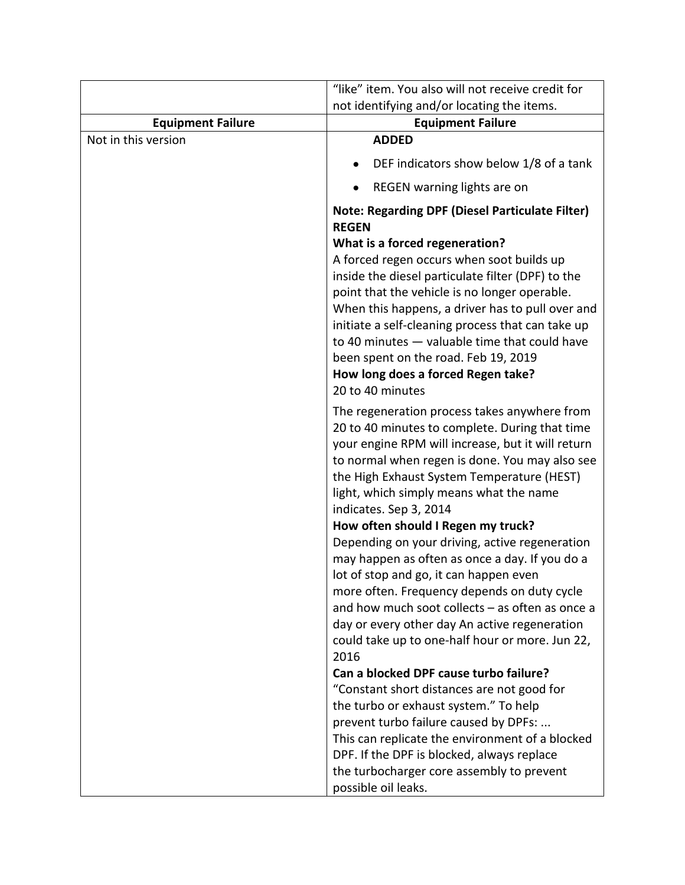|  | "like" item. You also will not receive credit for not identifying and/or locating the items. |
|---|---|
| **Equipment Failure** | **Equipment Failure** |
| Not in this version | **ADDED**<br><br>• DEF indicators show below 1/8 of a tank<br>• REGEN warning lights are on<br><br>**Note: Regarding DPF (Diesel Particulate Filter) REGEN**<br>**What is a forced regeneration?**<br>A forced regen occurs when soot builds up inside the diesel particulate filter (DPF) to the point that the vehicle is no longer operable. When this happens, a driver has to pull over and initiate a self-cleaning process that can take up to 40 minutes — valuable time that could have been spent on the road. Feb 19, 2019<br>**How long does a forced Regen take?**<br>20 to 40 minutes<br><br>The regeneration process takes anywhere from 20 to 40 minutes to complete. During that time your engine RPM will increase, but it will return to normal when regen is done. You may also see the High Exhaust System Temperature (HEST) light, which simply means what the name indicates. Sep 3, 2014<br>**How often should I Regen my truck?**<br>Depending on your driving, active regeneration may happen as often as once a day. If you do a lot of stop and go, it can happen even more often. Frequency depends on duty cycle and how much soot collects – as often as once a day or every other day An active regeneration could take up to one-half hour or more. Jun 22, 2016<br>**Can a blocked DPF cause turbo failure?**<br>"Constant short distances are not good for the turbo or exhaust system." To help prevent turbo failure caused by DPFs: ...<br>This can replicate the environment of a blocked DPF. If the DPF is blocked, always replace the turbocharger core assembly to prevent possible oil leaks. |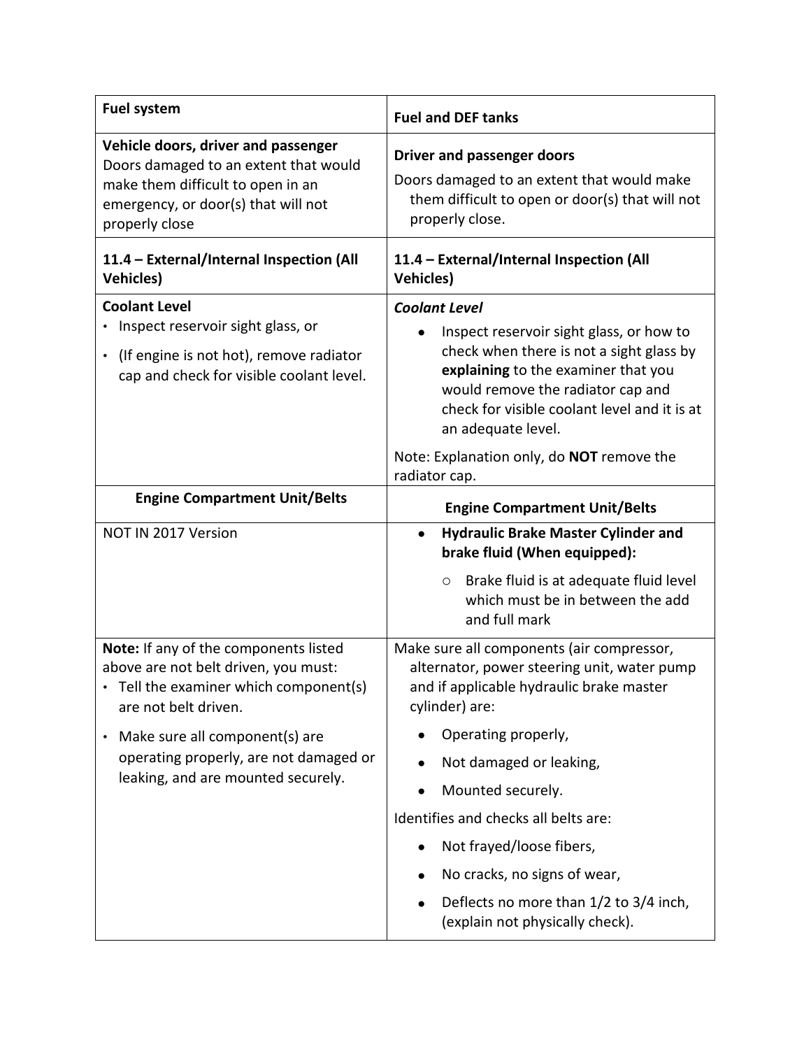| Fuel system | Fuel and DEF tanks |
|---|---|
| **Vehicle doors, driver and passenger**<br>Doors damaged to an extent that would make them difficult to open in an emergency, or door(s) that will not properly close | **Driver and passenger doors**<br>Doors damaged to an extent that would make them difficult to open or door(s) that will not properly close. |
| **11.4 – External/Internal Inspection (All Vehicles)** | **11.4 – External/Internal Inspection (All Vehicles)** |
| **Coolant Level**<br>• Inspect reservoir sight glass, or<br>• (If engine is not hot), remove radiator cap and check for visible coolant level. | ***Coolant Level***<br>• Inspect reservoir sight glass, or how to check when there is not a sight glass by **explaining** to the examiner that you would remove the radiator cap and check for visible coolant level and it is at an adequate level.<br>Note: Explanation only, do **NOT** remove the radiator cap. |
| **Engine Compartment Unit/Belts** | **Engine Compartment Unit/Belts** |
| NOT IN 2017 Version | • **Hydraulic Brake Master Cylinder and brake fluid (When equipped):**<br>&nbsp;&nbsp;○ Brake fluid is at adequate fluid level which must be in between the add and full mark |
| **Note:** If any of the components listed above are not belt driven, you must:<br>• Tell the examiner which component(s) are not belt driven.<br>• Make sure all component(s) are operating properly, are not damaged or leaking, and are mounted securely. | Make sure all components (air compressor, alternator, power steering unit, water pump and if applicable hydraulic brake master cylinder) are:<br>• Operating properly,<br>• Not damaged or leaking,<br>• Mounted securely.<br>Identifies and checks all belts are:<br>• Not frayed/loose fibers,<br>• No cracks, no signs of wear,<br>• Deflects no more than 1/2 to 3/4 inch, (explain not physically check). |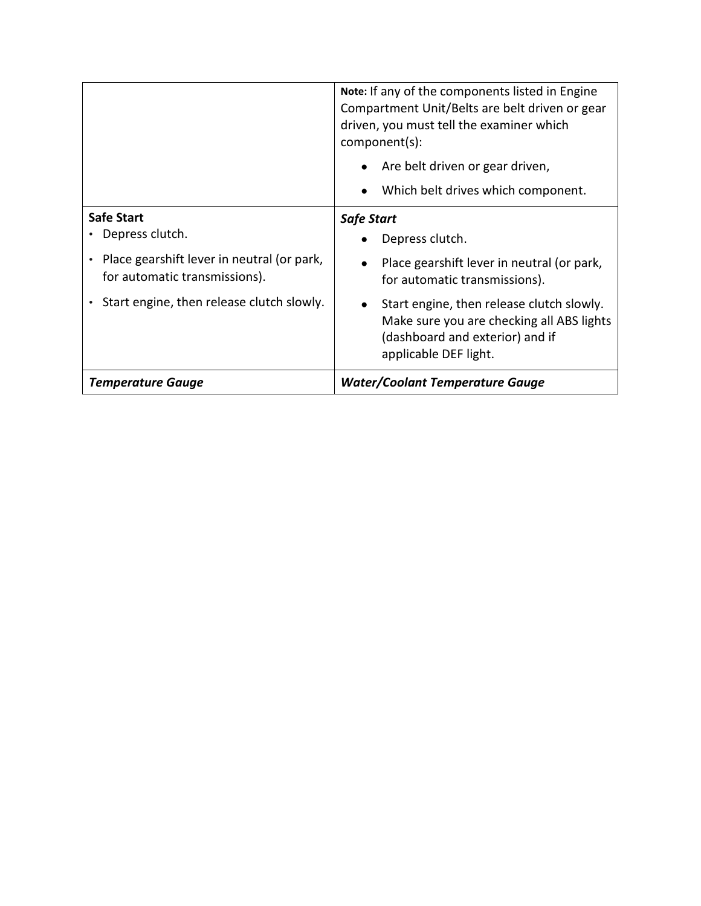| | |
|---|---|
| | **Note:** If any of the components listed in Engine Compartment Unit/Belts are belt driven or gear driven, you must tell the examiner which component(s):<br>• Are belt driven or gear driven,<br>• Which belt drives which component. |
| **Safe Start**<br>• Depress clutch.<br>• Place gearshift lever in neutral (or park, for automatic transmissions).<br>• Start engine, then release clutch slowly. | ***Safe Start***<br>• Depress clutch.<br>• Place gearshift lever in neutral (or park, for automatic transmissions).<br>• Start engine, then release clutch slowly. Make sure you are checking all ABS lights (dashboard and exterior) and if applicable DEF light. |
| ***Temperature Gauge*** | ***Water/Coolant Temperature Gauge*** |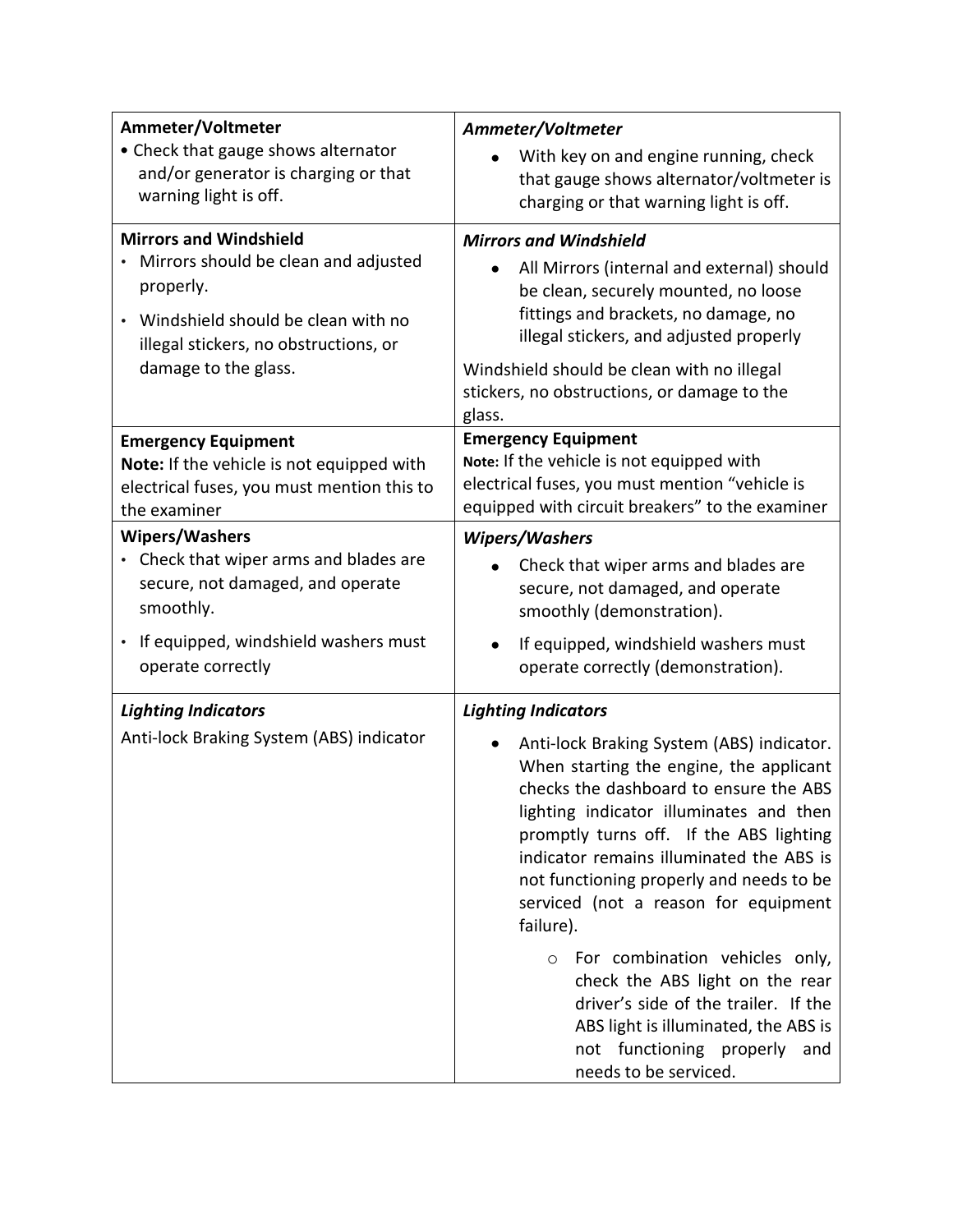| | |
|---|---|
| **Ammeter/Voltmeter**<br>• Check that gauge shows alternator and/or generator is charging or that warning light is off. | ***Ammeter/Voltmeter***<br>• With key on and engine running, check that gauge shows alternator/voltmeter is charging or that warning light is off. |
| **Mirrors and Windshield**<br>• Mirrors should be clean and adjusted properly.<br>• Windshield should be clean with no illegal stickers, no obstructions, or damage to the glass. | ***Mirrors and Windshield***<br>• All Mirrors (internal and external) should be clean, securely mounted, no loose fittings and brackets, no damage, no illegal stickers, and adjusted properly<br><br>Windshield should be clean with no illegal stickers, no obstructions, or damage to the glass. |
| **Emergency Equipment**<br>**Note:** If the vehicle is not equipped with electrical fuses, you must mention this to the examiner | **Emergency Equipment**<br>**Note:** If the vehicle is not equipped with electrical fuses, you must mention "vehicle is equipped with circuit breakers" to the examiner |
| **Wipers/Washers**<br>• Check that wiper arms and blades are secure, not damaged, and operate smoothly.<br>• If equipped, windshield washers must operate correctly | ***Wipers/Washers***<br>• Check that wiper arms and blades are secure, not damaged, and operate smoothly (demonstration).<br>• If equipped, windshield washers must operate correctly (demonstration). |
| ***Lighting Indicators***<br>Anti-lock Braking System (ABS) indicator | ***Lighting Indicators***<br>• Anti-lock Braking System (ABS) indicator. When starting the engine, the applicant checks the dashboard to ensure the ABS lighting indicator illuminates and then promptly turns off. If the ABS lighting indicator remains illuminated the ABS is not functioning properly and needs to be serviced (not a reason for equipment failure).<br>  ○ For combination vehicles only, check the ABS light on the rear driver's side of the trailer. If the ABS light is illuminated, the ABS is not functioning properly and needs to be serviced. |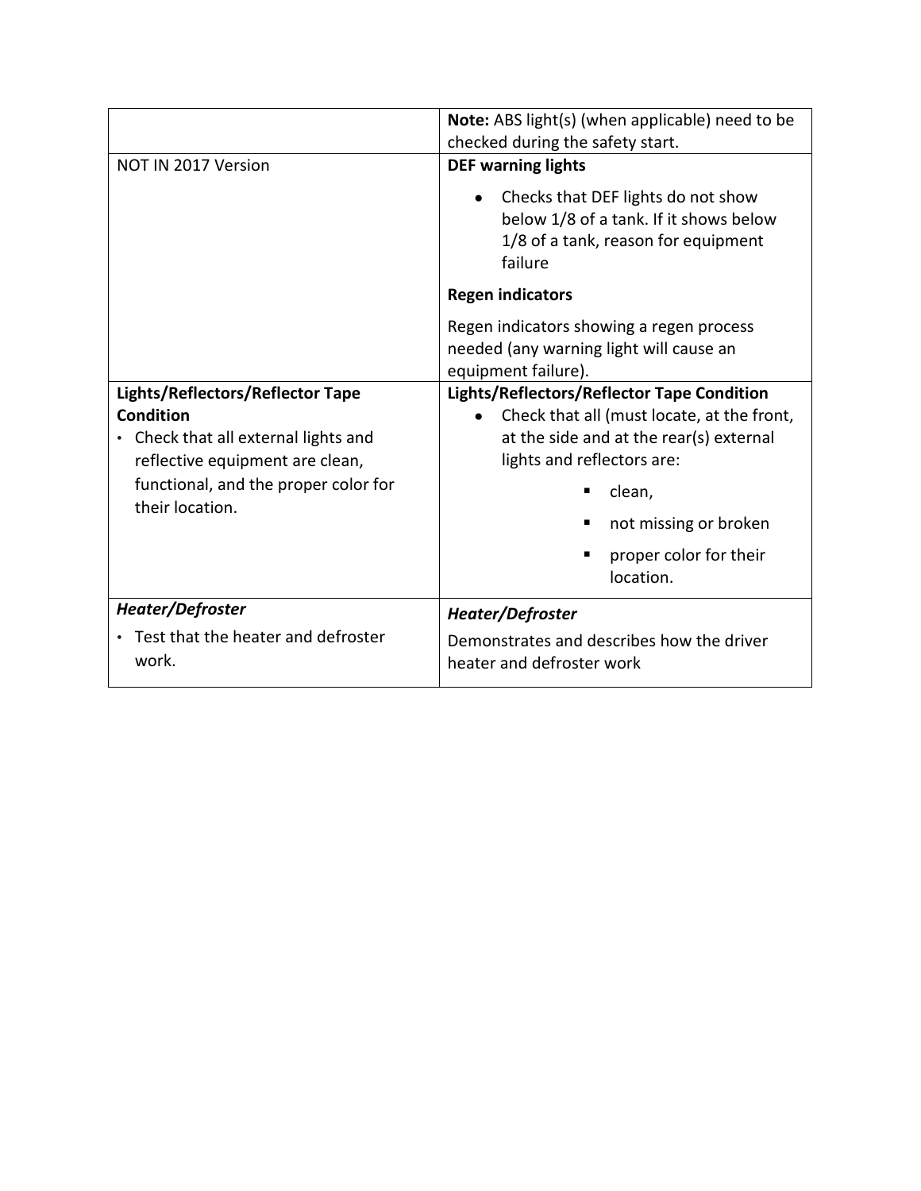| | |
|---|---|
| | **Note:** ABS light(s) (when applicable) need to be checked during the safety start. |
| NOT IN 2017 Version | **DEF warning lights**<br><ul><li>Checks that DEF lights do not show below 1/8 of a tank. If it shows below 1/8 of a tank, reason for equipment failure</li></ul>**Regen indicators**<br>Regen indicators showing a regen process needed (any warning light will cause an equipment failure). |
| **Lights/Reflectors/Reflector Tape Condition**<br><ul><li>Check that all external lights and reflective equipment are clean, functional, and the proper color for their location.</li></ul> | **Lights/Reflectors/Reflector Tape Condition**<br><ul><li>Check that all (must locate, at the front, at the side and at the rear(s) external lights and reflectors are:<ul><li>clean,</li><li>not missing or broken</li><li>proper color for their location.</li></ul></li></ul> |
| ***Heater/Defroster***<br><ul><li>Test that the heater and defroster work.</li></ul> | ***Heater/Defroster***<br>Demonstrates and describes how the driver heater and defroster work |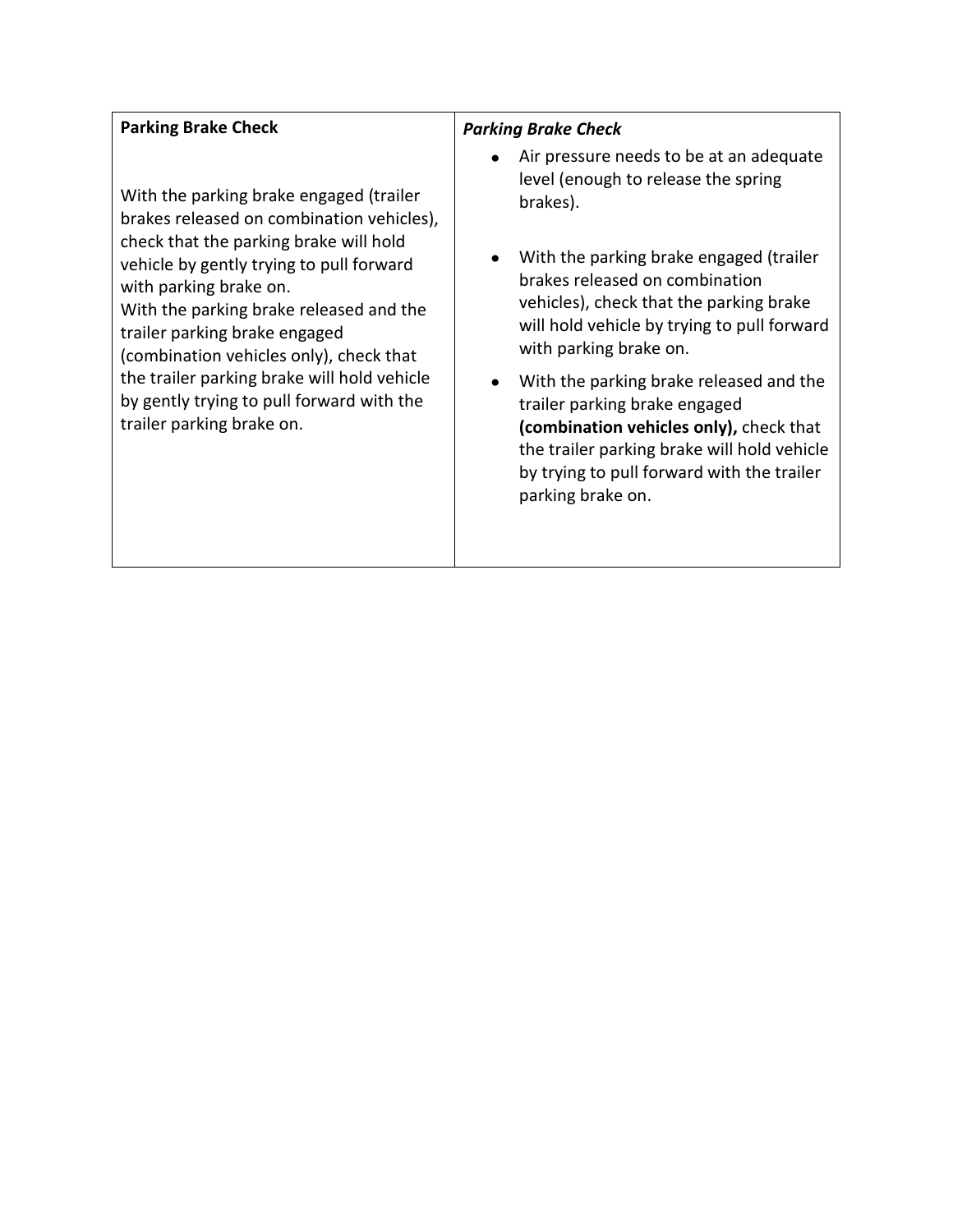| **Parking Brake Check**<br><br>With the parking brake engaged (trailer brakes released on combination vehicles), check that the parking brake will hold vehicle by gently trying to pull forward with parking brake on.<br>With the parking brake released and the trailer parking brake engaged (combination vehicles only), check that the trailer parking brake will hold vehicle by gently trying to pull forward with the trailer parking brake on. | ***Parking Brake Check***<br>• Air pressure needs to be at an adequate level (enough to release the spring brakes).<br>• With the parking brake engaged (trailer brakes released on combination vehicles), check that the parking brake will hold vehicle by trying to pull forward with parking brake on.<br>• With the parking brake released and the trailer parking brake engaged **(combination vehicles only),** check that the trailer parking brake will hold vehicle by trying to pull forward with the trailer parking brake on. |
|---|---|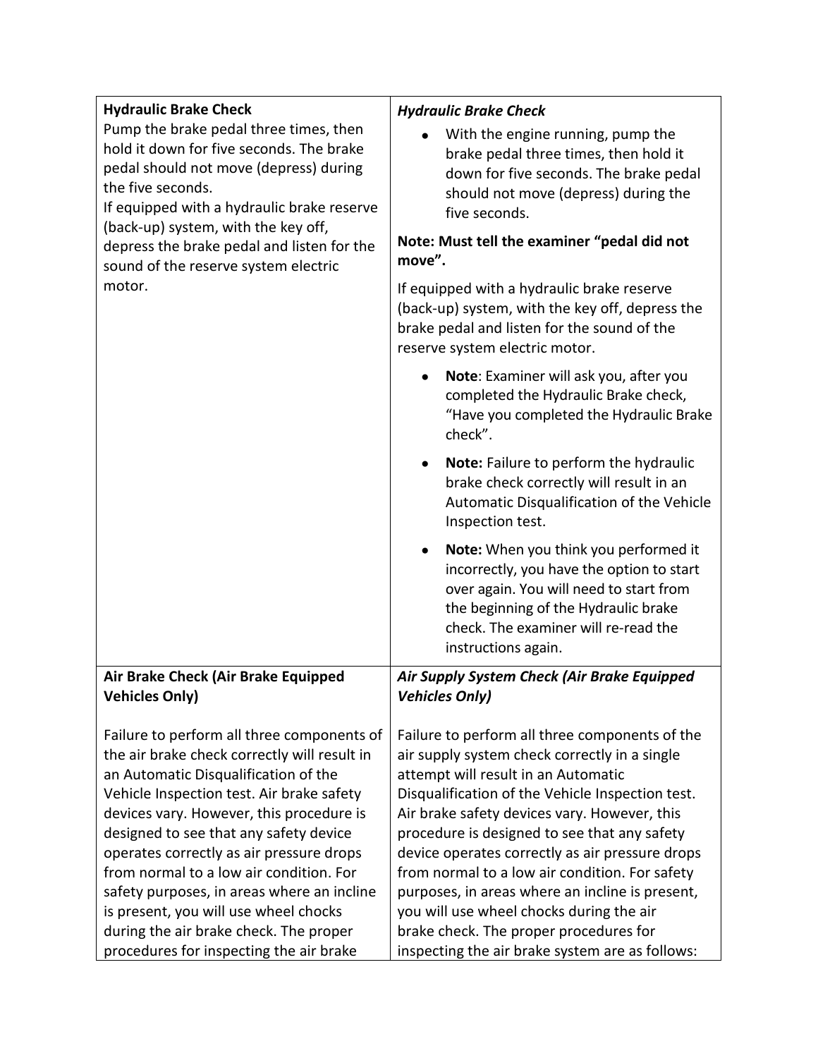| **Hydraulic Brake Check**<br>Pump the brake pedal three times, then hold it down for five seconds. The brake pedal should not move (depress) during the five seconds.<br>If equipped with a hydraulic brake reserve (back-up) system, with the key off, depress the brake pedal and listen for the sound of the reserve system electric motor. | ***Hydraulic Brake Check***<br>• With the engine running, pump the brake pedal three times, then hold it down for five seconds. The brake pedal should not move (depress) during the five seconds.<br>**Note: Must tell the examiner "pedal did not move".**<br>If equipped with a hydraulic brake reserve (back-up) system, with the key off, depress the brake pedal and listen for the sound of the reserve system electric motor.<br>• **Note**: Examiner will ask you, after you completed the Hydraulic Brake check, "Have you completed the Hydraulic Brake check".<br>• **Note:** Failure to perform the hydraulic brake check correctly will result in an Automatic Disqualification of the Vehicle Inspection test.<br>• **Note:** When you think you performed it incorrectly, you have the option to start over again. You will need to start from the beginning of the Hydraulic brake check. The examiner will re-read the instructions again. |
|---|---|
| **Air Brake Check (Air Brake Equipped Vehicles Only)**<br><br>Failure to perform all three components of the air brake check correctly will result in an Automatic Disqualification of the Vehicle Inspection test. Air brake safety devices vary. However, this procedure is designed to see that any safety device operates correctly as air pressure drops from normal to a low air condition. For safety purposes, in areas where an incline is present, you will use wheel chocks during the air brake check. The proper procedures for inspecting the air brake | ***Air Supply System Check (Air Brake Equipped Vehicles Only)***<br><br>Failure to perform all three components of the air supply system check correctly in a single attempt will result in an Automatic Disqualification of the Vehicle Inspection test. Air brake safety devices vary. However, this procedure is designed to see that any safety device operates correctly as air pressure drops from normal to a low air condition. For safety purposes, in areas where an incline is present, you will use wheel chocks during the air brake check. The proper procedures for inspecting the air brake system are as follows: |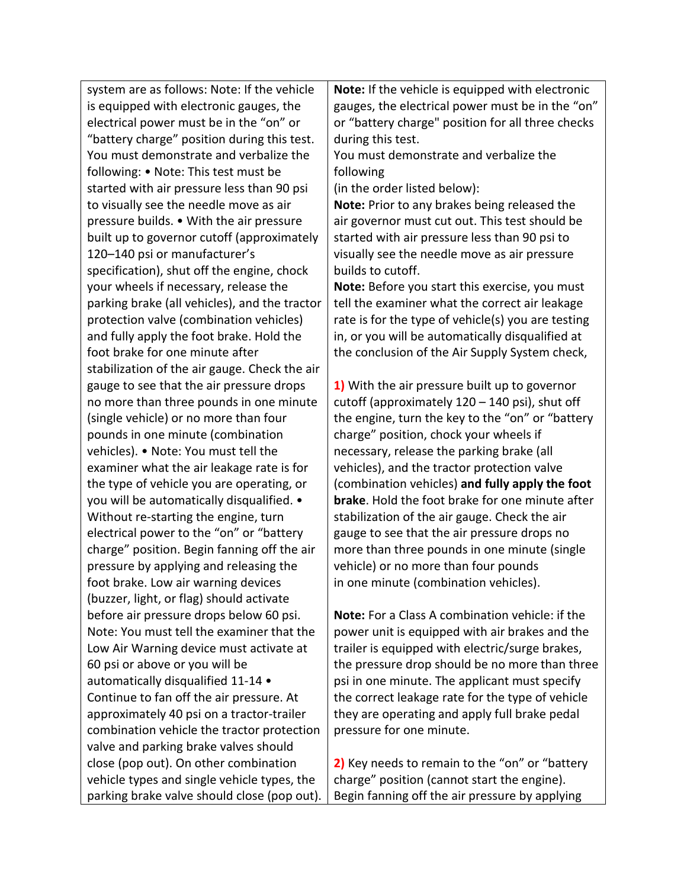| | |
|---|---|
| system are as follows: Note: If the vehicle is equipped with electronic gauges, the electrical power must be in the "on" or "battery charge" position during this test. You must demonstrate and verbalize the following: • Note: This test must be started with air pressure less than 90 psi to visually see the needle move as air pressure builds. • With the air pressure built up to governor cutoff (approximately 120–140 psi or manufacturer's specification), shut off the engine, chock your wheels if necessary, release the parking brake (all vehicles), and the tractor protection valve (combination vehicles) and fully apply the foot brake. Hold the foot brake for one minute after stabilization of the air gauge. Check the air gauge to see that the air pressure drops no more than three pounds in one minute (single vehicle) or no more than four pounds in one minute (combination vehicles). • Note: You must tell the examiner what the air leakage rate is for the type of vehicle you are operating, or you will be automatically disqualified. • Without re-starting the engine, turn electrical power to the "on" or "battery charge" position. Begin fanning off the air pressure by applying and releasing the foot brake. Low air warning devices (buzzer, light, or flag) should activate before air pressure drops below 60 psi. Note: You must tell the examiner that the Low Air Warning device must activate at 60 psi or above or you will be automatically disqualified 11-14 • Continue to fan off the air pressure. At approximately 40 psi on a tractor-trailer combination vehicle the tractor protection valve and parking brake valves should close (pop out). On other combination vehicle types and single vehicle types, the parking brake valve should close (pop out). | **Note:** If the vehicle is equipped with electronic gauges, the electrical power must be in the "on" or "battery charge" position for all three checks during this test.<br>You must demonstrate and verbalize the following<br>(in the order listed below):<br>**Note:** Prior to any brakes being released the air governor must cut out. This test should be started with air pressure less than 90 psi to visually see the needle move as air pressure builds to cutoff.<br>**Note:** Before you start this exercise, you must tell the examiner what the correct air leakage rate is for the type of vehicle(s) you are testing in, or you will be automatically disqualified at the conclusion of the Air Supply System check,<br><br>**1)** With the air pressure built up to governor cutoff (approximately 120 – 140 psi), shut off the engine, turn the key to the "on" or "battery charge" position, chock your wheels if necessary, release the parking brake (all vehicles), and the tractor protection valve (combination vehicles) **and fully apply the foot brake**. Hold the foot brake for one minute after stabilization of the air gauge. Check the air gauge to see that the air pressure drops no more than three pounds in one minute (single vehicle) or no more than four pounds in one minute (combination vehicles).<br><br>**Note:** For a Class A combination vehicle: if the power unit is equipped with air brakes and the trailer is equipped with electric/surge brakes, the pressure drop should be no more than three psi in one minute. The applicant must specify the correct leakage rate for the type of vehicle they are operating and apply full brake pedal pressure for one minute.<br><br>**2)** Key needs to remain to the "on" or "battery charge" position (cannot start the engine). Begin fanning off the air pressure by applying |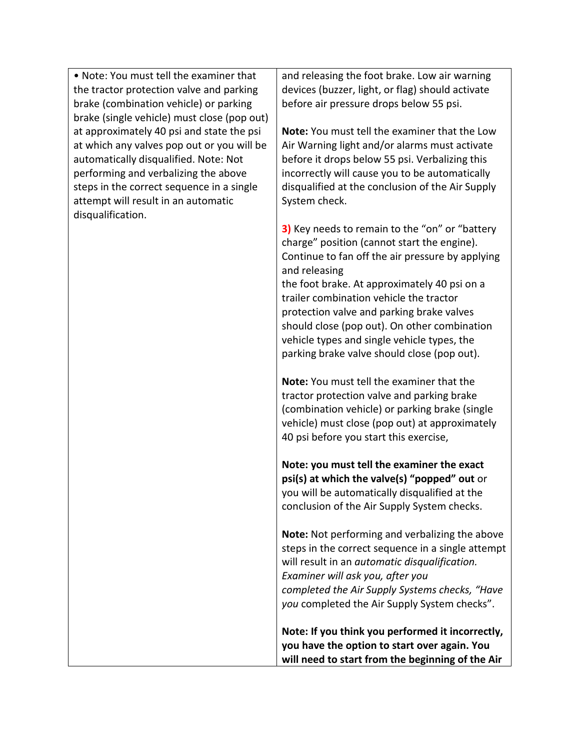| | |
|---|---|
| • Note: You must tell the examiner that the tractor protection valve and parking brake (combination vehicle) or parking brake (single vehicle) must close (pop out) at approximately 40 psi and state the psi at which any valves pop out or you will be automatically disqualified. Note: Not performing and verbalizing the above steps in the correct sequence in a single attempt will result in an automatic disqualification. | and releasing the foot brake. Low air warning devices (buzzer, light, or flag) should activate before air pressure drops below 55 psi.<br><br>**Note:** You must tell the examiner that the Low Air Warning light and/or alarms must activate before it drops below 55 psi. Verbalizing this incorrectly will cause you to be automatically disqualified at the conclusion of the Air Supply System check.<br><br>**3)** Key needs to remain to the "on" or "battery charge" position (cannot start the engine). Continue to fan off the air pressure by applying and releasing the foot brake. At approximately 40 psi on a trailer combination vehicle the tractor protection valve and parking brake valves should close (pop out). On other combination vehicle types and single vehicle types, the parking brake valve should close (pop out).<br><br>**Note:** You must tell the examiner that the tractor protection valve and parking brake (combination vehicle) or parking brake (single vehicle) must close (pop out) at approximately 40 psi before you start this exercise,<br><br>**Note: you must tell the examiner the exact psi(s) at which the valve(s) "popped" out** or you will be automatically disqualified at the conclusion of the Air Supply System checks.<br><br>**Note:** Not performing and verbalizing the above steps in the correct sequence in a single attempt will result in an *automatic disqualification. Examiner will ask you, after you completed the Air Supply Systems checks, "Have you* completed the Air Supply System checks".<br><br>**Note: If you think you performed it incorrectly, you have the option to start over again. You will need to start from the beginning of the Air** |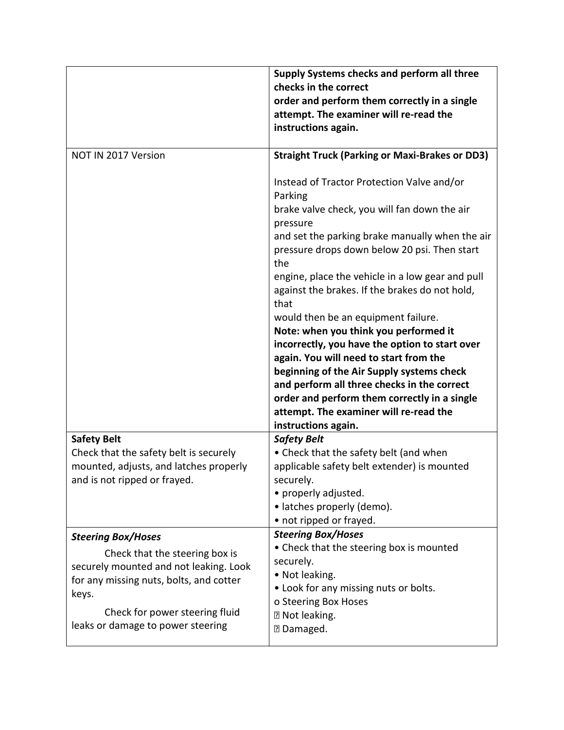| | |
|---|---|
| | **Supply Systems checks and perform all three checks in the correct order and perform them correctly in a single attempt. The examiner will re-read the instructions again.** |
| NOT IN 2017 Version | **Straight Truck (Parking or Maxi-Brakes or DD3)**<br><br>Instead of Tractor Protection Valve and/or Parking brake valve check, you will fan down the air pressure and set the parking brake manually when the air pressure drops down below 20 psi. Then start the engine, place the vehicle in a low gear and pull against the brakes. If the brakes do not hold, that would then be an equipment failure.<br>**Note: when you think you performed it incorrectly, you have the option to start over again. You will need to start from the beginning of the Air Supply systems check and perform all three checks in the correct order and perform them correctly in a single attempt. The examiner will re-read the instructions again.** |
| **Safety Belt**<br>Check that the safety belt is securely mounted, adjusts, and latches properly and is not ripped or frayed. | ***Safety Belt***<br>• Check that the safety belt (and when applicable safety belt extender) is mounted securely.<br>• properly adjusted.<br>• latches properly (demo).<br>• not ripped or frayed. |
| ***Steering Box/Hoses***<br>Check that the steering box is securely mounted and not leaking. Look for any missing nuts, bolts, and cotter keys.<br>Check for power steering fluid leaks or damage to power steering | ***Steering Box/Hoses***<br>• Check that the steering box is mounted securely.<br>• Not leaking.<br>• Look for any missing nuts or bolts.<br>o Steering Box Hoses<br>▪ Not leaking.<br>▪ Damaged. |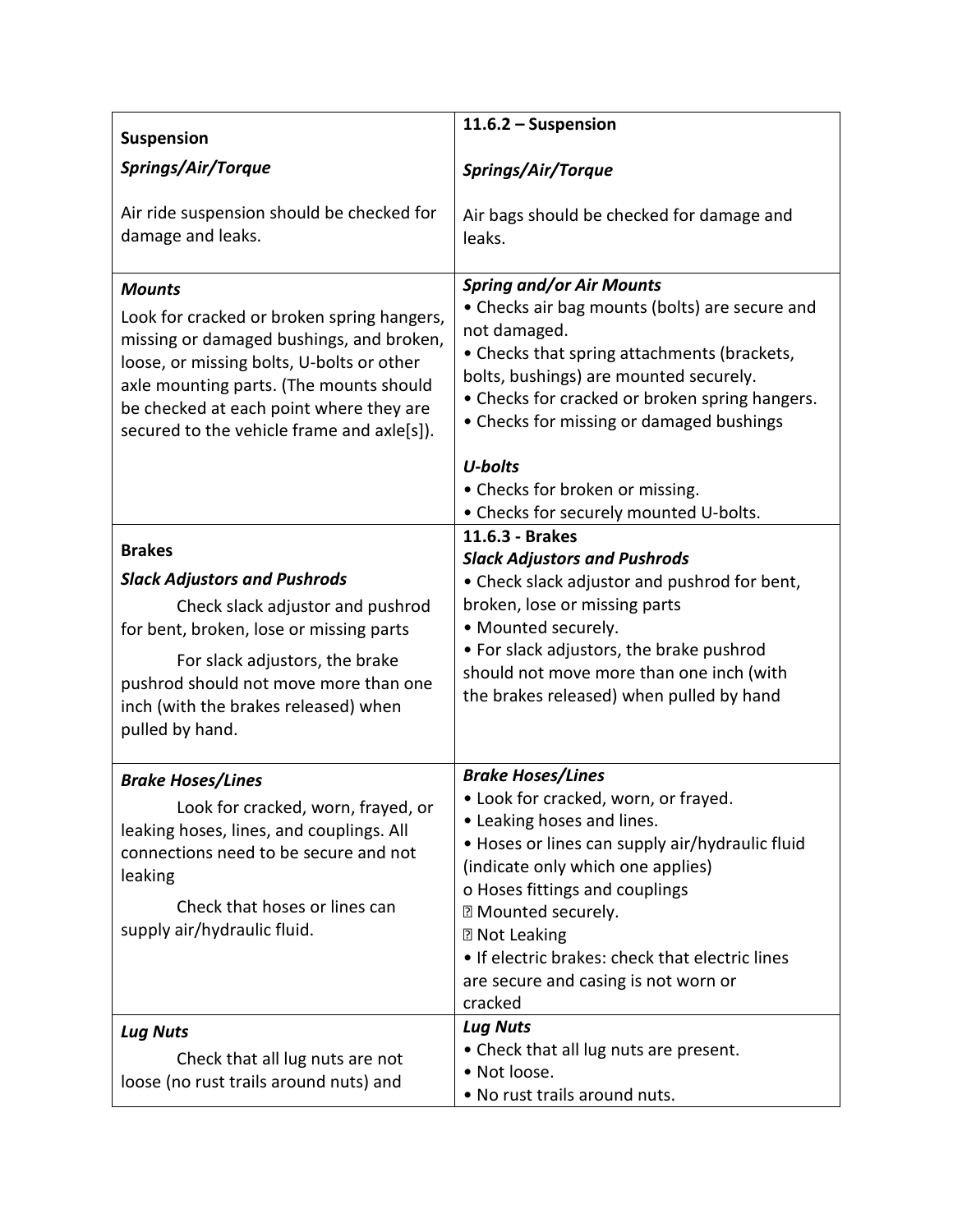| **Suspension**<br>***Springs/Air/Torque***<br><br>Air ride suspension should be checked for damage and leaks. | **11.6.2 – Suspension**<br><br>***Springs/Air/Torque***<br><br>Air bags should be checked for damage and leaks. |
|---|---|
| ***Mounts***<br>Look for cracked or broken spring hangers, missing or damaged bushings, and broken, loose, or missing bolts, U-bolts or other axle mounting parts. (The mounts should be checked at each point where they are secured to the vehicle frame and axle[s]). | ***Spring and/or Air Mounts***<br>• Checks air bag mounts (bolts) are secure and not damaged.<br>• Checks that spring attachments (brackets, bolts, bushings) are mounted securely.<br>• Checks for cracked or broken spring hangers.<br>• Checks for missing or damaged bushings<br><br>***U-bolts***<br>• Checks for broken or missing.<br>• Checks for securely mounted U-bolts. |
| **Brakes**<br>***Slack Adjustors and Pushrods***<br>Check slack adjustor and pushrod for bent, broken, lose or missing parts<br>For slack adjustors, the brake pushrod should not move more than one inch (with the brakes released) when pulled by hand. | **11.6.3 - Brakes**<br>***Slack Adjustors and Pushrods***<br>• Check slack adjustor and pushrod for bent, broken, lose or missing parts<br>• Mounted securely.<br>• For slack adjustors, the brake pushrod should not move more than one inch (with the brakes released) when pulled by hand |
| ***Brake Hoses/Lines***<br>Look for cracked, worn, frayed, or leaking hoses, lines, and couplings. All connections need to be secure and not leaking<br>Check that hoses or lines can supply air/hydraulic fluid. | ***Brake Hoses/Lines***<br>• Look for cracked, worn, or frayed.<br>• Leaking hoses and lines.<br>• Hoses or lines can supply air/hydraulic fluid (indicate only which one applies)<br>o Hoses fittings and couplings<br>▪ Mounted securely.<br>▪ Not Leaking<br>• If electric brakes: check that electric lines are secure and casing is not worn or cracked |
| ***Lug Nuts***<br>Check that all lug nuts are not loose (no rust trails around nuts) and | ***Lug Nuts***<br>• Check that all lug nuts are present.<br>• Not loose.<br>• No rust trails around nuts. |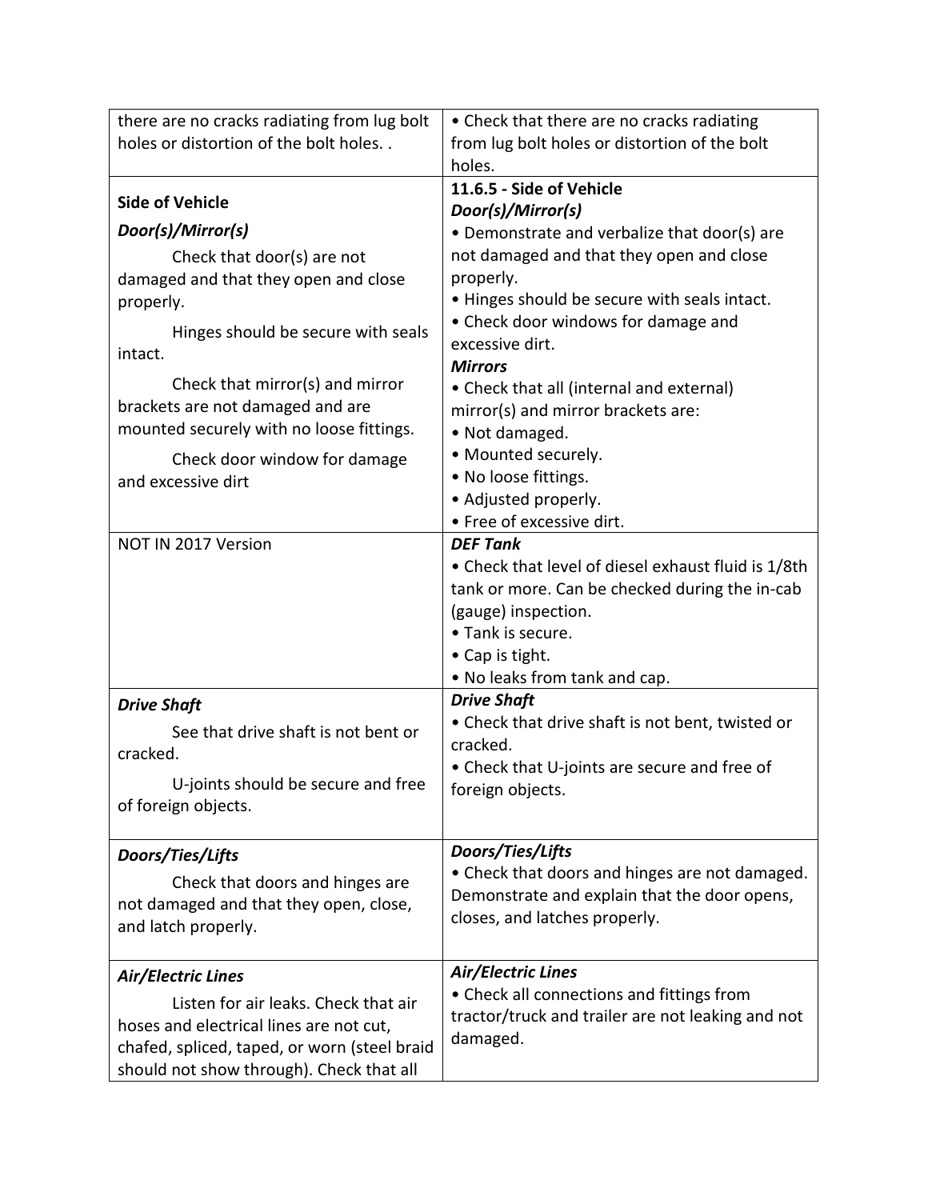| | |
|---|---|
| there are no cracks radiating from lug bolt holes or distortion of the bolt holes. . | • Check that there are no cracks radiating from lug bolt holes or distortion of the bolt holes. |
| **Side of Vehicle**<br>***Door(s)/Mirror(s)***<br>Check that door(s) are not damaged and that they open and close properly.<br>Hinges should be secure with seals intact.<br>Check that mirror(s) and mirror brackets are not damaged and are mounted securely with no loose fittings.<br>Check door window for damage and excessive dirt | **11.6.5 - Side of Vehicle**<br>***Door(s)/Mirror(s)***<br>• Demonstrate and verbalize that door(s) are not damaged and that they open and close properly.<br>• Hinges should be secure with seals intact.<br>• Check door windows for damage and excessive dirt.<br>***Mirrors***<br>• Check that all (internal and external) mirror(s) and mirror brackets are:<br>• Not damaged.<br>• Mounted securely.<br>• No loose fittings.<br>• Adjusted properly.<br>• Free of excessive dirt. |
| NOT IN 2017 Version | ***DEF Tank***<br>• Check that level of diesel exhaust fluid is 1/8th tank or more. Can be checked during the in-cab (gauge) inspection.<br>• Tank is secure.<br>• Cap is tight.<br>• No leaks from tank and cap. |
| ***Drive Shaft***<br>See that drive shaft is not bent or cracked.<br>U-joints should be secure and free of foreign objects. | ***Drive Shaft***<br>• Check that drive shaft is not bent, twisted or cracked.<br>• Check that U-joints are secure and free of foreign objects. |
| ***Doors/Ties/Lifts***<br>Check that doors and hinges are not damaged and that they open, close, and latch properly. | ***Doors/Ties/Lifts***<br>• Check that doors and hinges are not damaged. Demonstrate and explain that the door opens, closes, and latches properly. |
| ***Air/Electric Lines***<br>Listen for air leaks. Check that air hoses and electrical lines are not cut, chafed, spliced, taped, or worn (steel braid should not show through). Check that all | ***Air/Electric Lines***<br>• Check all connections and fittings from tractor/truck and trailer are not leaking and not damaged. |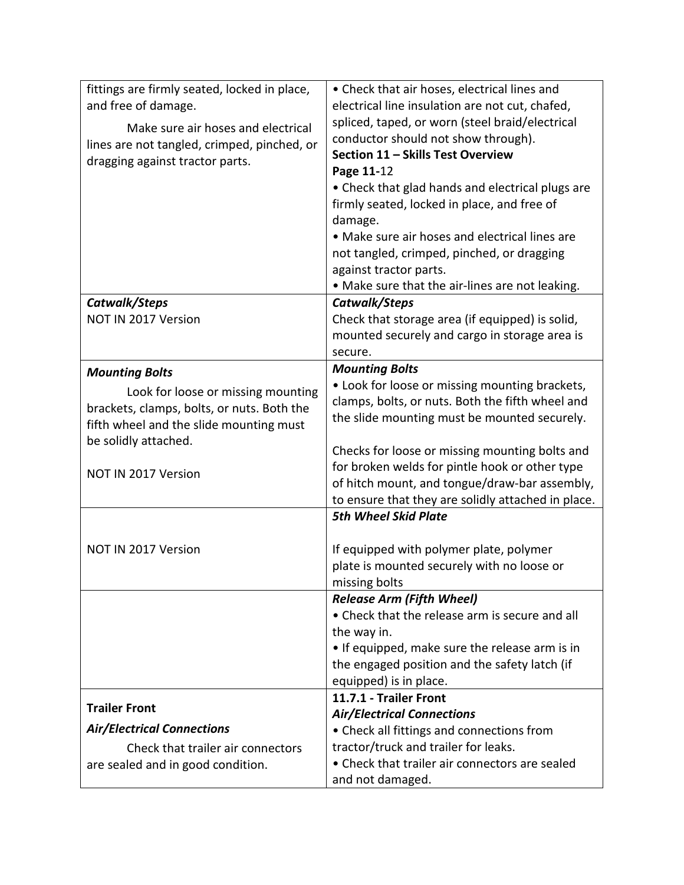| | |
|---|---|
| fittings are firmly seated, locked in place, and free of damage.<br><br>Make sure air hoses and electrical lines are not tangled, crimped, pinched, or dragging against tractor parts. | • Check that air hoses, electrical lines and electrical line insulation are not cut, chafed, spliced, taped, or worn (steel braid/electrical conductor should not show through).<br>**Section 11 – Skills Test Overview**<br>**Page 11-**12<br>• Check that glad hands and electrical plugs are firmly seated, locked in place, and free of damage.<br>• Make sure air hoses and electrical lines are not tangled, crimped, pinched, or dragging against tractor parts.<br>• Make sure that the air-lines are not leaking. |
| ***Catwalk/Steps***<br>NOT IN 2017 Version | ***Catwalk/Steps***<br>Check that storage area (if equipped) is solid, mounted securely and cargo in storage area is secure. |
| ***Mounting Bolts***<br>Look for loose or missing mounting brackets, clamps, bolts, or nuts. Both the fifth wheel and the slide mounting must be solidly attached.<br><br>NOT IN 2017 Version | ***Mounting Bolts***<br>• Look for loose or missing mounting brackets, clamps, bolts, or nuts. Both the fifth wheel and the slide mounting must be mounted securely.<br><br>Checks for loose or missing mounting bolts and for broken welds for pintle hook or other type of hitch mount, and tongue/draw-bar assembly, to ensure that they are solidly attached in place. |
| NOT IN 2017 Version | ***5th Wheel Skid Plate***<br><br>If equipped with polymer plate, polymer plate is mounted securely with no loose or missing bolts |
| | ***Release Arm (Fifth Wheel)***<br>• Check that the release arm is secure and all the way in.<br>• If equipped, make sure the release arm is in the engaged position and the safety latch (if equipped) is in place. |
| **Trailer Front**<br>***Air/Electrical Connections***<br>Check that trailer air connectors are sealed and in good condition. | **11.7.1 - Trailer Front**<br>***Air/Electrical Connections***<br>• Check all fittings and connections from tractor/truck and trailer for leaks.<br>• Check that trailer air connectors are sealed and not damaged. |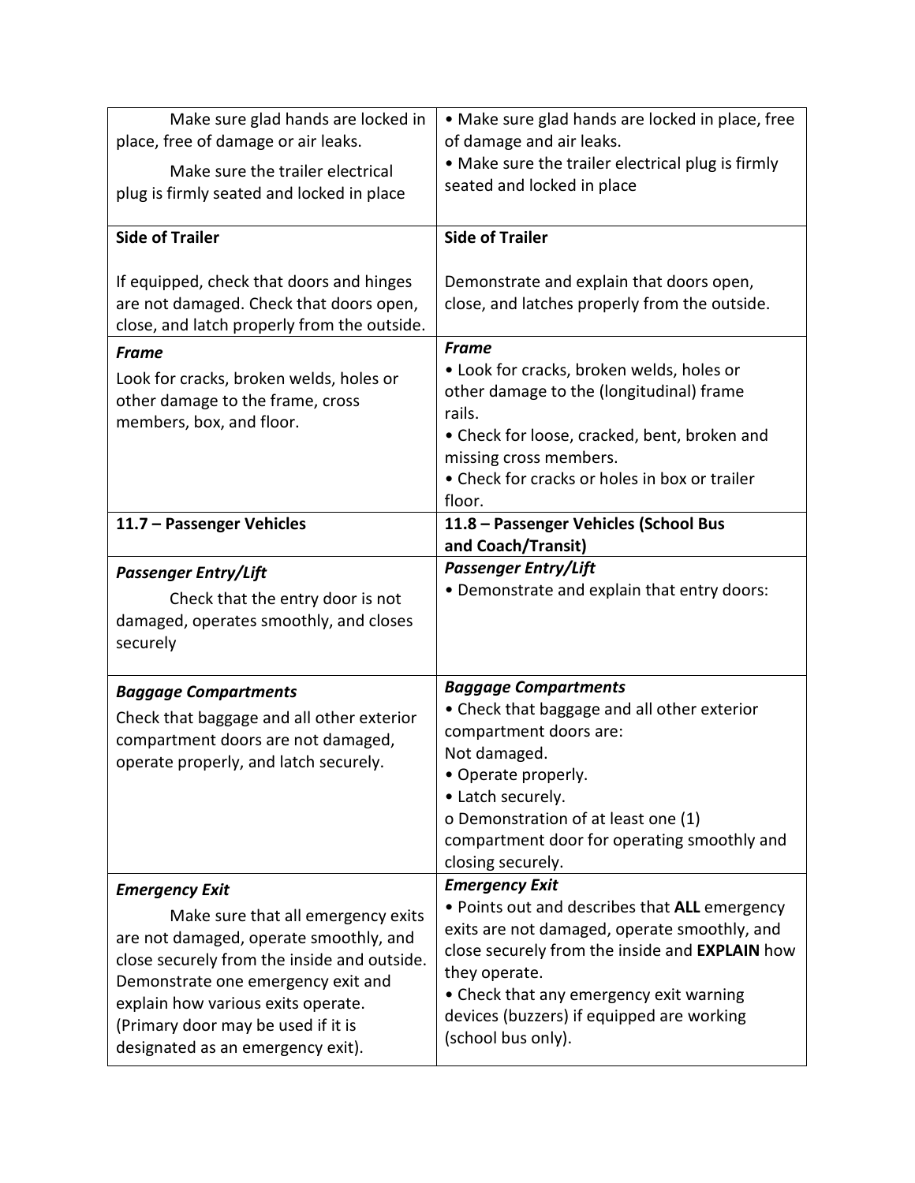| Make sure glad hands are locked in place, free of damage or air leaks.<br>Make sure the trailer electrical plug is firmly seated and locked in place | • Make sure glad hands are locked in place, free of damage and air leaks.<br>• Make sure the trailer electrical plug is firmly seated and locked in place |
|---|---|
| **Side of Trailer**<br><br>If equipped, check that doors and hinges are not damaged. Check that doors open, close, and latch properly from the outside. | **Side of Trailer**<br><br>Demonstrate and explain that doors open, close, and latches properly from the outside. |
| ***Frame***<br>Look for cracks, broken welds, holes or other damage to the frame, cross members, box, and floor. | ***Frame***<br>• Look for cracks, broken welds, holes or other damage to the (longitudinal) frame rails.<br>• Check for loose, cracked, bent, broken and missing cross members.<br>• Check for cracks or holes in box or trailer floor. |
| **11.7 – Passenger Vehicles** | **11.8 – Passenger Vehicles (School Bus and Coach/Transit)** |
| ***Passenger Entry/Lift***<br>Check that the entry door is not damaged, operates smoothly, and closes securely | ***Passenger Entry/Lift***<br>• Demonstrate and explain that entry doors: |
| ***Baggage Compartments***<br>Check that baggage and all other exterior compartment doors are not damaged, operate properly, and latch securely. | ***Baggage Compartments***<br>• Check that baggage and all other exterior compartment doors are:<br>Not damaged.<br>• Operate properly.<br>• Latch securely.<br>o Demonstration of at least one (1) compartment door for operating smoothly and closing securely. |
| ***Emergency Exit***<br>Make sure that all emergency exits are not damaged, operate smoothly, and close securely from the inside and outside. Demonstrate one emergency exit and explain how various exits operate. (Primary door may be used if it is designated as an emergency exit). | ***Emergency Exit***<br>• Points out and describes that **ALL** emergency exits are not damaged, operate smoothly, and close securely from the inside and **EXPLAIN** how they operate.<br>• Check that any emergency exit warning devices (buzzers) if equipped are working (school bus only). |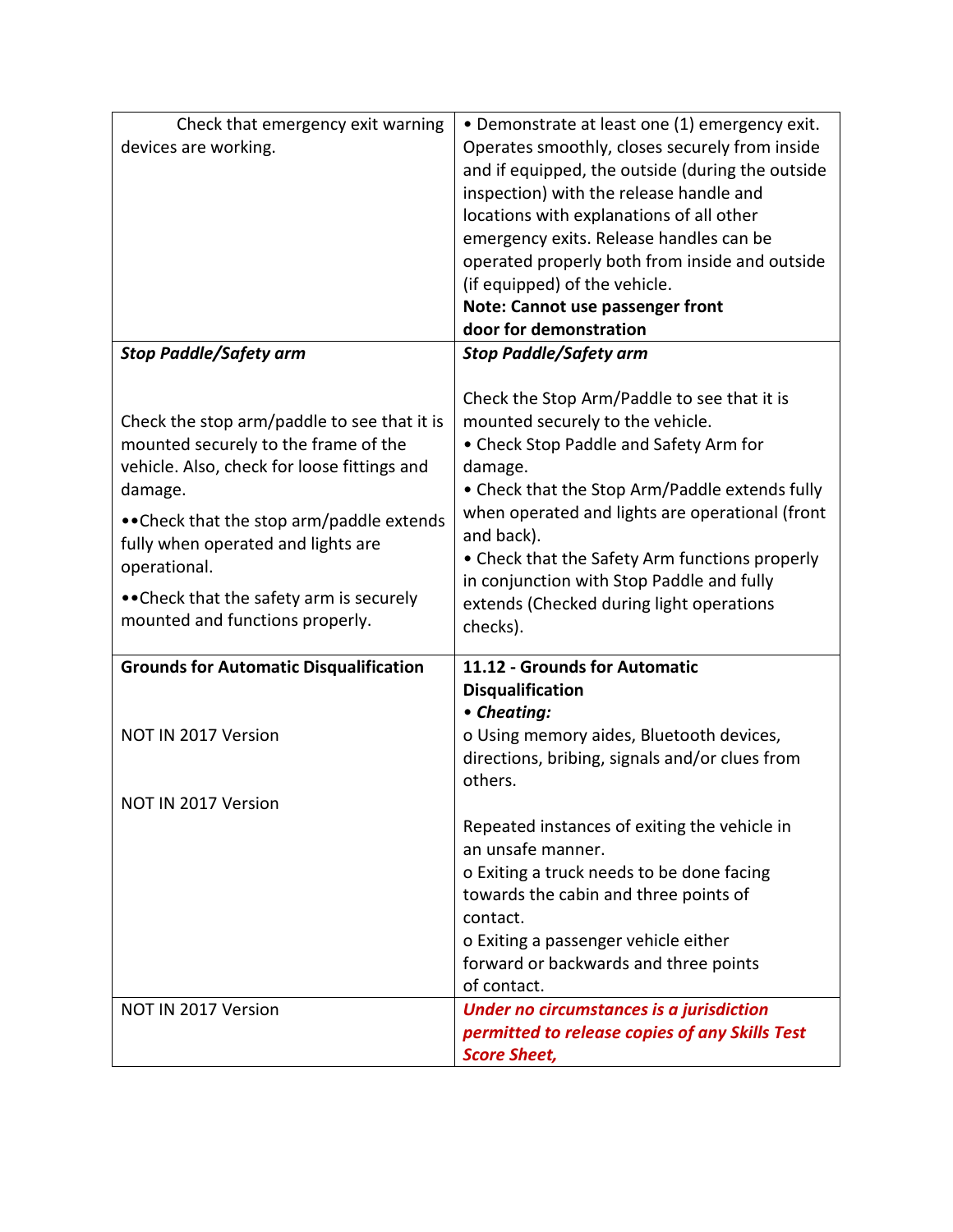| | |
|---|---|
| Check that emergency exit warning devices are working. | • Demonstrate at least one (1) emergency exit. Operates smoothly, closes securely from inside and if equipped, the outside (during the outside inspection) with the release handle and locations with explanations of all other emergency exits. Release handles can be operated properly both from inside and outside (if equipped) of the vehicle.<br>**Note: Cannot use passenger front door for demonstration** |
| ***Stop Paddle/Safety arm***<br><br>Check the stop arm/paddle to see that it is mounted securely to the frame of the vehicle. Also, check for loose fittings and damage.<br>••Check that the stop arm/paddle extends fully when operated and lights are operational.<br>••Check that the safety arm is securely mounted and functions properly. | ***Stop Paddle/Safety arm***<br><br>Check the Stop Arm/Paddle to see that it is mounted securely to the vehicle.<br>• Check Stop Paddle and Safety Arm for damage.<br>• Check that the Stop Arm/Paddle extends fully when operated and lights are operational (front and back).<br>• Check that the Safety Arm functions properly in conjunction with Stop Paddle and fully extends (Checked during light operations checks). |
| **Grounds for Automatic Disqualification**<br><br>NOT IN 2017 Version<br><br>NOT IN 2017 Version | **11.12 - Grounds for Automatic Disqualification**<br>***• Cheating:***<br>o Using memory aides, Bluetooth devices, directions, bribing, signals and/or clues from others.<br><br>Repeated instances of exiting the vehicle in an unsafe manner.<br>o Exiting a truck needs to be done facing towards the cabin and three points of contact.<br>o Exiting a passenger vehicle either forward or backwards and three points of contact. |
| NOT IN 2017 Version | ***Under no circumstances is a jurisdiction permitted to release copies of any Skills Test Score Sheet,*** |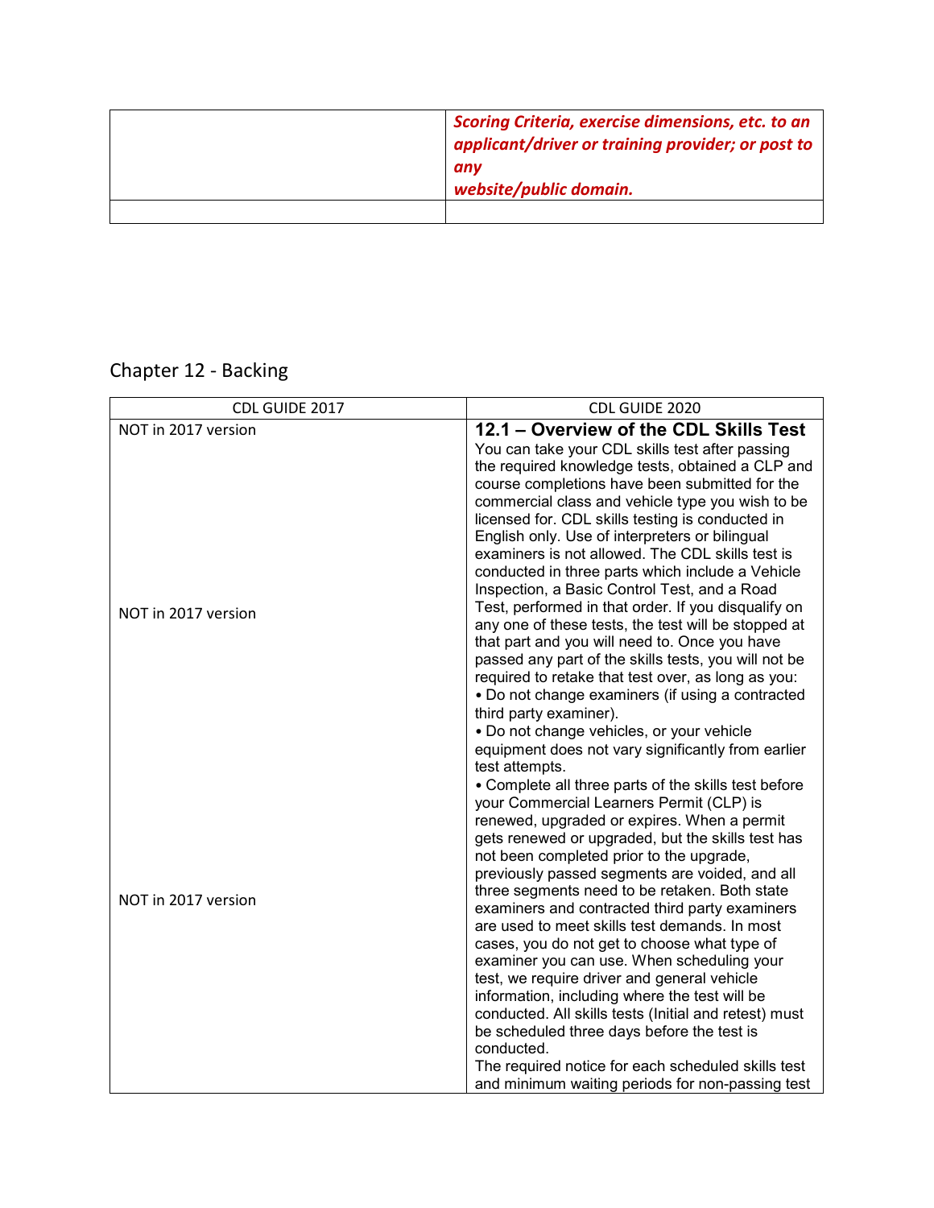| | *Scoring Criteria, exercise dimensions, etc. to an applicant/driver or training provider; or post to any website/public domain.* |
| --- | --- |
| | |

## Chapter 12 - Backing

| CDL GUIDE 2017 | CDL GUIDE 2020 |
| --- | --- |
| NOT in 2017 version<br><br>NOT in 2017 version<br><br>NOT in 2017 version | **12.1 – Overview of the CDL Skills Test**<br>You can take your CDL skills test after passing the required knowledge tests, obtained a CLP and course completions have been submitted for the commercial class and vehicle type you wish to be licensed for. CDL skills testing is conducted in English only. Use of interpreters or bilingual examiners is not allowed. The CDL skills test is conducted in three parts which include a Vehicle Inspection, a Basic Control Test, and a Road Test, performed in that order. If you disqualify on any one of these tests, the test will be stopped at that part and you will need to. Once you have passed any part of the skills tests, you will not be required to retake that test over, as long as you:<br>• Do not change examiners (if using a contracted third party examiner).<br>• Do not change vehicles, or your vehicle equipment does not vary significantly from earlier test attempts.<br>• Complete all three parts of the skills test before your Commercial Learners Permit (CLP) is renewed, upgraded or expires. When a permit gets renewed or upgraded, but the skills test has not been completed prior to the upgrade, previously passed segments are voided, and all three segments need to be retaken. Both state examiners and contracted third party examiners are used to meet skills test demands. In most cases, you do not get to choose what type of examiner you can use. When scheduling your test, we require driver and general vehicle information, including where the test will be conducted. All skills tests (Initial and retest) must be scheduled three days before the test is conducted.<br>The required notice for each scheduled skills test and minimum waiting periods for non-passing test |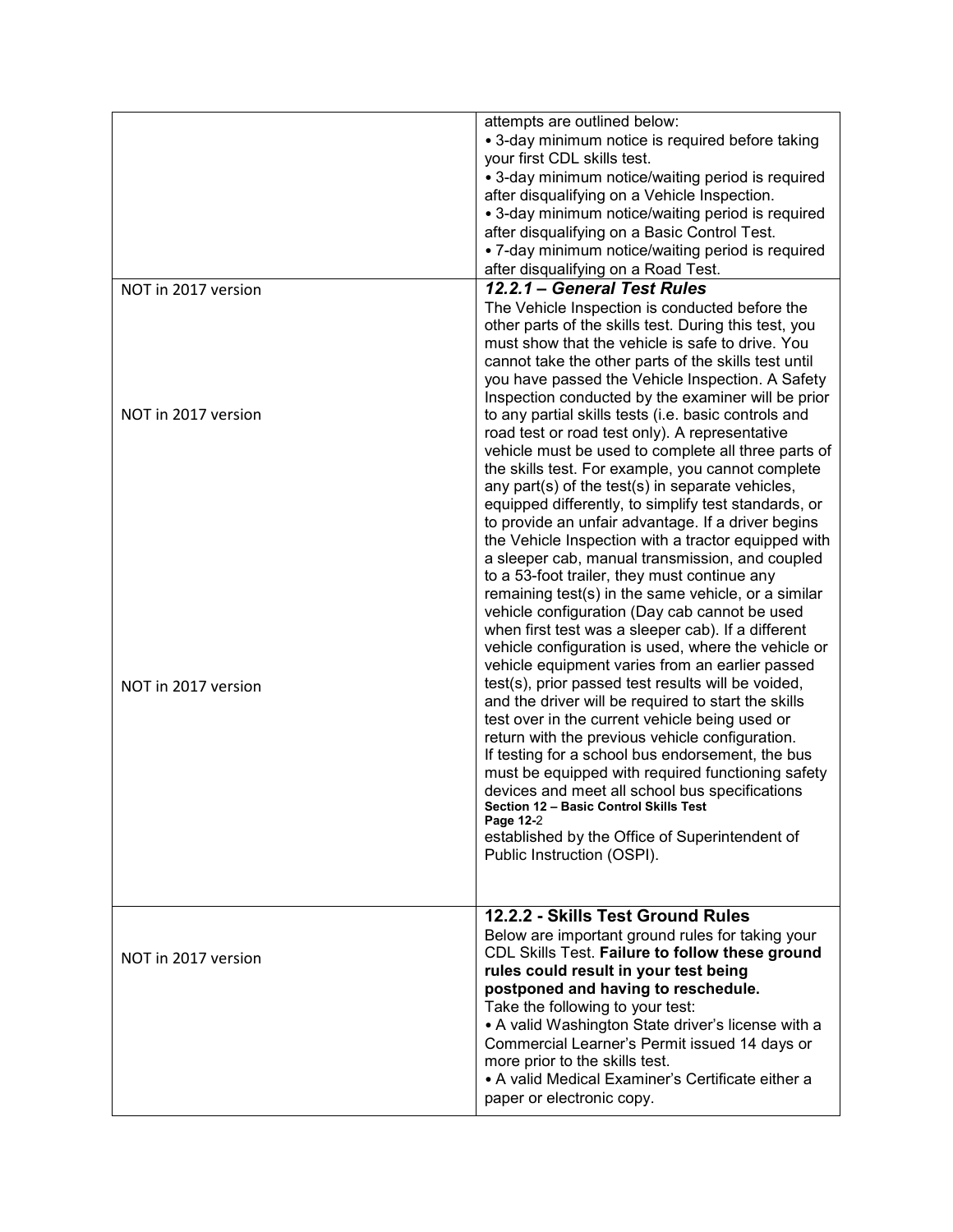| | |
|---|---|
| | attempts are outlined below:<br>• 3-day minimum notice is required before taking your first CDL skills test.<br>• 3-day minimum notice/waiting period is required after disqualifying on a Vehicle Inspection.<br>• 3-day minimum notice/waiting period is required after disqualifying on a Basic Control Test.<br>• 7-day minimum notice/waiting period is required after disqualifying on a Road Test. |
| NOT in 2017 version<br><br>NOT in 2017 version<br><br>NOT in 2017 version | ***12.2.1 – General Test Rules***<br>The Vehicle Inspection is conducted before the other parts of the skills test. During this test, you must show that the vehicle is safe to drive. You cannot take the other parts of the skills test until you have passed the Vehicle Inspection. A Safety Inspection conducted by the examiner will be prior to any partial skills tests (i.e. basic controls and road test or road test only). A representative vehicle must be used to complete all three parts of the skills test. For example, you cannot complete any part(s) of the test(s) in separate vehicles, equipped differently, to simplify test standards, or to provide an unfair advantage. If a driver begins the Vehicle Inspection with a tractor equipped with a sleeper cab, manual transmission, and coupled to a 53-foot trailer, they must continue any remaining test(s) in the same vehicle, or a similar vehicle configuration (Day cab cannot be used when first test was a sleeper cab). If a different vehicle configuration is used, where the vehicle or vehicle equipment varies from an earlier passed test(s), prior passed test results will be voided, and the driver will be required to start the skills test over in the current vehicle being used or return with the previous vehicle configuration.<br>If testing for a school bus endorsement, the bus must be equipped with required functioning safety devices and meet all school bus specifications **Section 12 – Basic Control Skills Test Page 12-2** established by the Office of Superintendent of Public Instruction (OSPI). |
| NOT in 2017 version | **12.2.2 - Skills Test Ground Rules**<br>Below are important ground rules for taking your CDL Skills Test. **Failure to follow these ground rules could result in your test being postponed and having to reschedule.**<br>Take the following to your test:<br>• A valid Washington State driver's license with a Commercial Learner's Permit issued 14 days or more prior to the skills test.<br>• A valid Medical Examiner's Certificate either a paper or electronic copy. |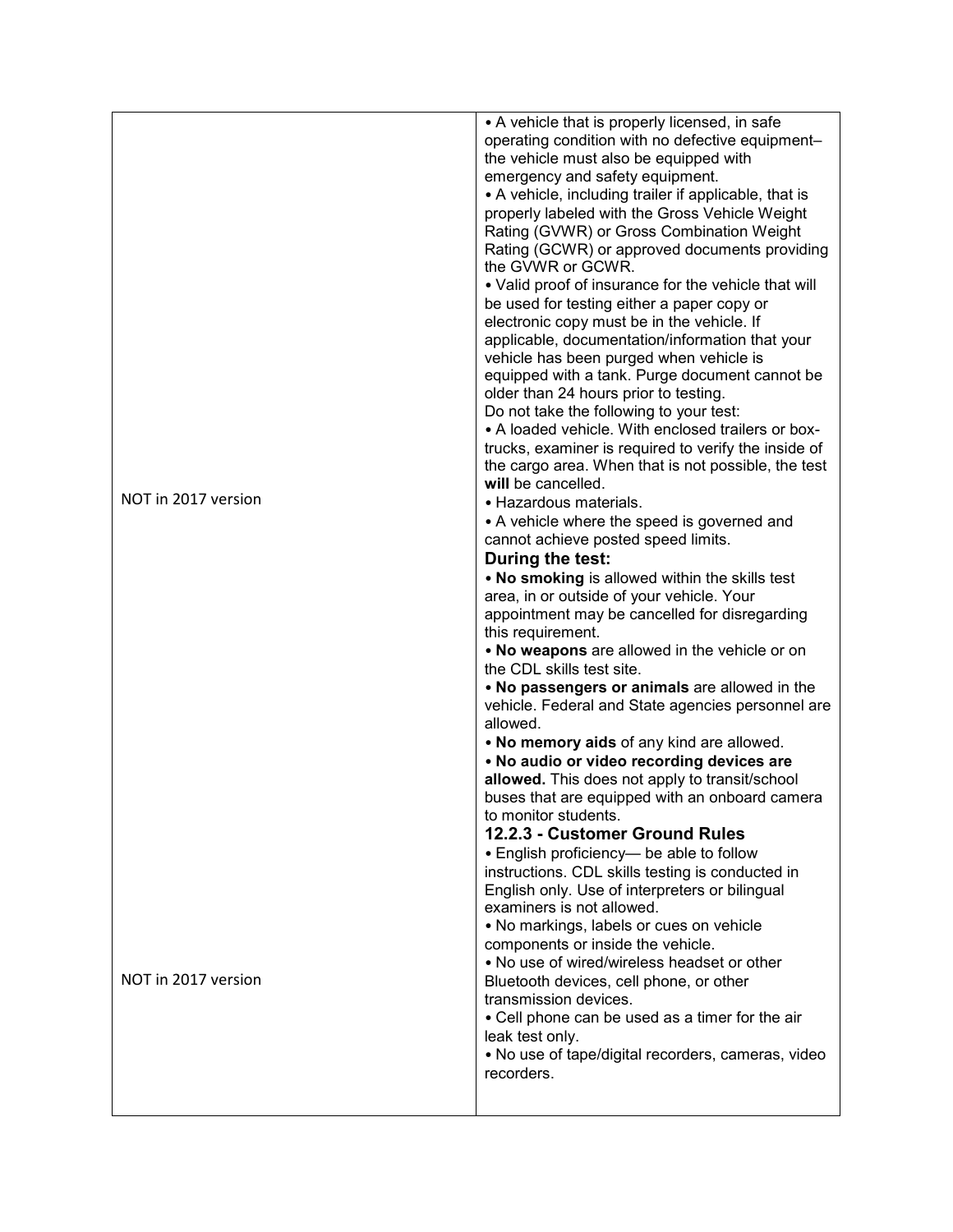| | |
|---|---|
| NOT in 2017 version | • A vehicle that is properly licensed, in safe operating condition with no defective equipment– the vehicle must also be equipped with emergency and safety equipment.<br>• A vehicle, including trailer if applicable, that is properly labeled with the Gross Vehicle Weight Rating (GVWR) or Gross Combination Weight Rating (GCWR) or approved documents providing the GVWR or GCWR.<br>• Valid proof of insurance for the vehicle that will be used for testing either a paper copy or electronic copy must be in the vehicle. If applicable, documentation/information that your vehicle has been purged when vehicle is equipped with a tank. Purge document cannot be older than 24 hours prior to testing.<br>Do not take the following to your test:<br>• A loaded vehicle. With enclosed trailers or box-trucks, examiner is required to verify the inside of the cargo area. When that is not possible, the test **will** be cancelled.<br>• Hazardous materials.<br>• A vehicle where the speed is governed and cannot achieve posted speed limits.<br>**During the test:**<br>• **No smoking** is allowed within the skills test area, in or outside of your vehicle. Your appointment may be cancelled for disregarding this requirement.<br>• **No weapons** are allowed in the vehicle or on the CDL skills test site.<br>• **No passengers or animals** are allowed in the vehicle. Federal and State agencies personnel are allowed.<br>• **No memory aids** of any kind are allowed.<br>• **No audio or video recording devices are allowed.** This does not apply to transit/school buses that are equipped with an onboard camera to monitor students. |
| NOT in 2017 version | **12.2.3 - Customer Ground Rules**<br>• English proficiency— be able to follow instructions. CDL skills testing is conducted in English only. Use of interpreters or bilingual examiners is not allowed.<br>• No markings, labels or cues on vehicle components or inside the vehicle.<br>• No use of wired/wireless headset or other Bluetooth devices, cell phone, or other transmission devices.<br>• Cell phone can be used as a timer for the air leak test only.<br>• No use of tape/digital recorders, cameras, video recorders. |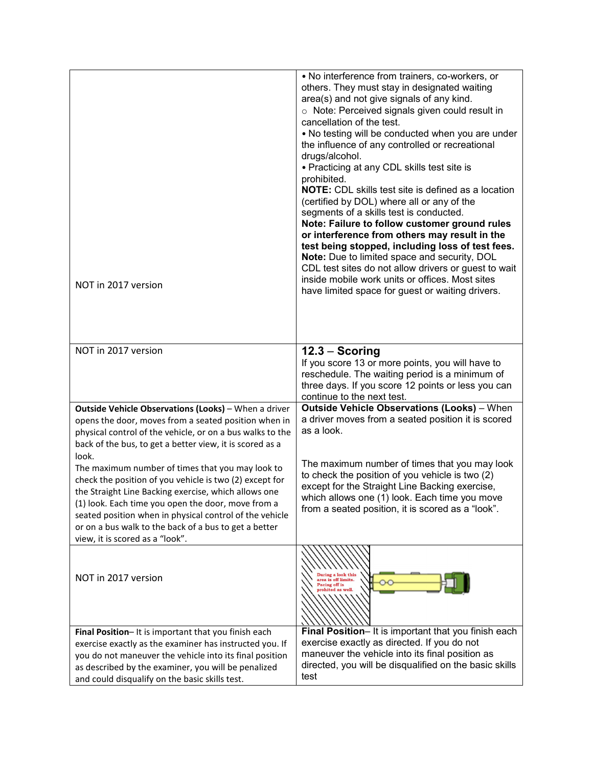| NOT in 2017 version | • No interference from trainers, co-workers, or others. They must stay in designated waiting area(s) and not give signals of any kind.<br>○ Note: Perceived signals given could result in cancellation of the test.<br>• No testing will be conducted when you are under the influence of any controlled or recreational drugs/alcohol.<br>• Practicing at any CDL skills test site is prohibited.<br>**NOTE:** CDL skills test site is defined as a location (certified by DOL) where all or any of the segments of a skills test is conducted.<br>**Note: Failure to follow customer ground rules or interference from others may result in the test being stopped, including loss of test fees.**<br>**Note:** Due to limited space and security, DOL CDL test sites do not allow drivers or guest to wait inside mobile work units or offices. Most sites have limited space for guest or waiting drivers. |
|---|---|
| NOT in 2017 version | **12.3 – Scoring**<br>If you score 13 or more points, you will have to reschedule. The waiting period is a minimum of three days. If you score 12 points or less you can continue to the next test. |
| **Outside Vehicle Observations (Looks)** – When a driver opens the door, moves from a seated position when in physical control of the vehicle, or on a bus walks to the back of the bus, to get a better view, it is scored as a look.<br>The maximum number of times that you may look to check the position of you vehicle is two (2) except for the Straight Line Backing exercise, which allows one (1) look. Each time you open the door, move from a seated position when in physical control of the vehicle or on a bus walk to the back of a bus to get a better view, it is scored as a "look". | **Outside Vehicle Observations (Looks)** – When a driver moves from a seated position it is scored as a look.<br><br>The maximum number of times that you may look to check the position of you vehicle is two (2) except for the Straight Line Backing exercise, which allows one (1) look. Each time you move from a seated position, it is scored as a "look". |
| NOT in 2017 version | |
| **Final Position**– It is important that you finish each exercise exactly as the examiner has instructed you. If you do not maneuver the vehicle into its final position as described by the examiner, you will be penalized and could disqualify on the basic skills test. | **Final Position**– It is important that you finish each exercise exactly as directed. If you do not maneuver the vehicle into its final position as directed, you will be disqualified on the basic skills test |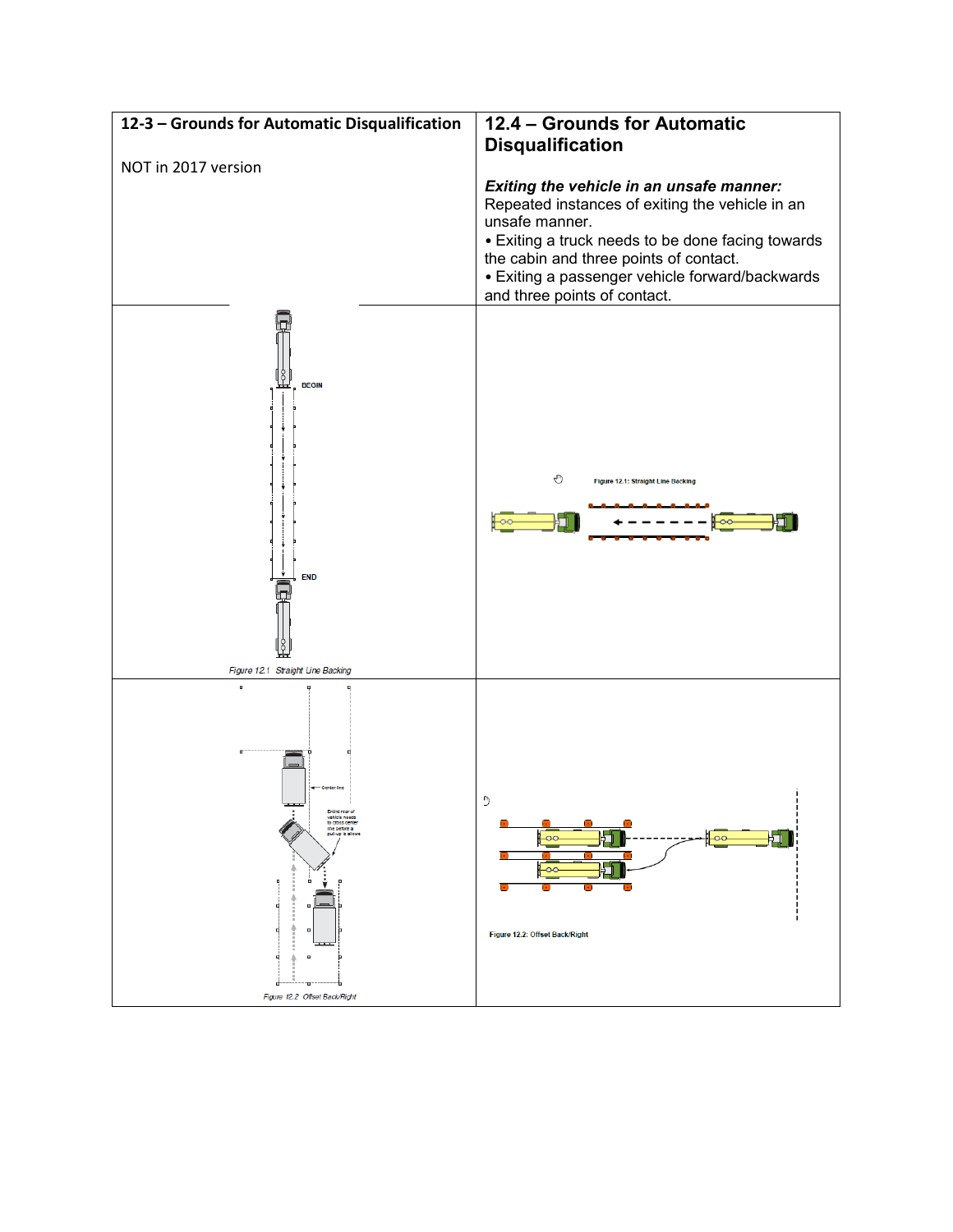| 12-3 – Grounds for Automatic Disqualification | 12.4 – Grounds for Automatic Disqualification |
| --- | --- |
| NOT in 2017 version | ***Exiting the vehicle in an unsafe manner:*** Repeated instances of exiting the vehicle in an unsafe manner.<br>• Exiting a truck needs to be done facing towards the cabin and three points of contact.<br>• Exiting a passenger vehicle forward/backwards and three points of contact. |
| BEGIN<br>END<br>*Figure 12.1 Straight Line Backing* | Figure 12.1: Straight Line Backing |
| Center line<br>Entire rear of vehicle needs to cross center line before a pull-up is allowe<br>*Figure 12.2 Offset Back/Right* | Figure 12.2: Offset Back/Right |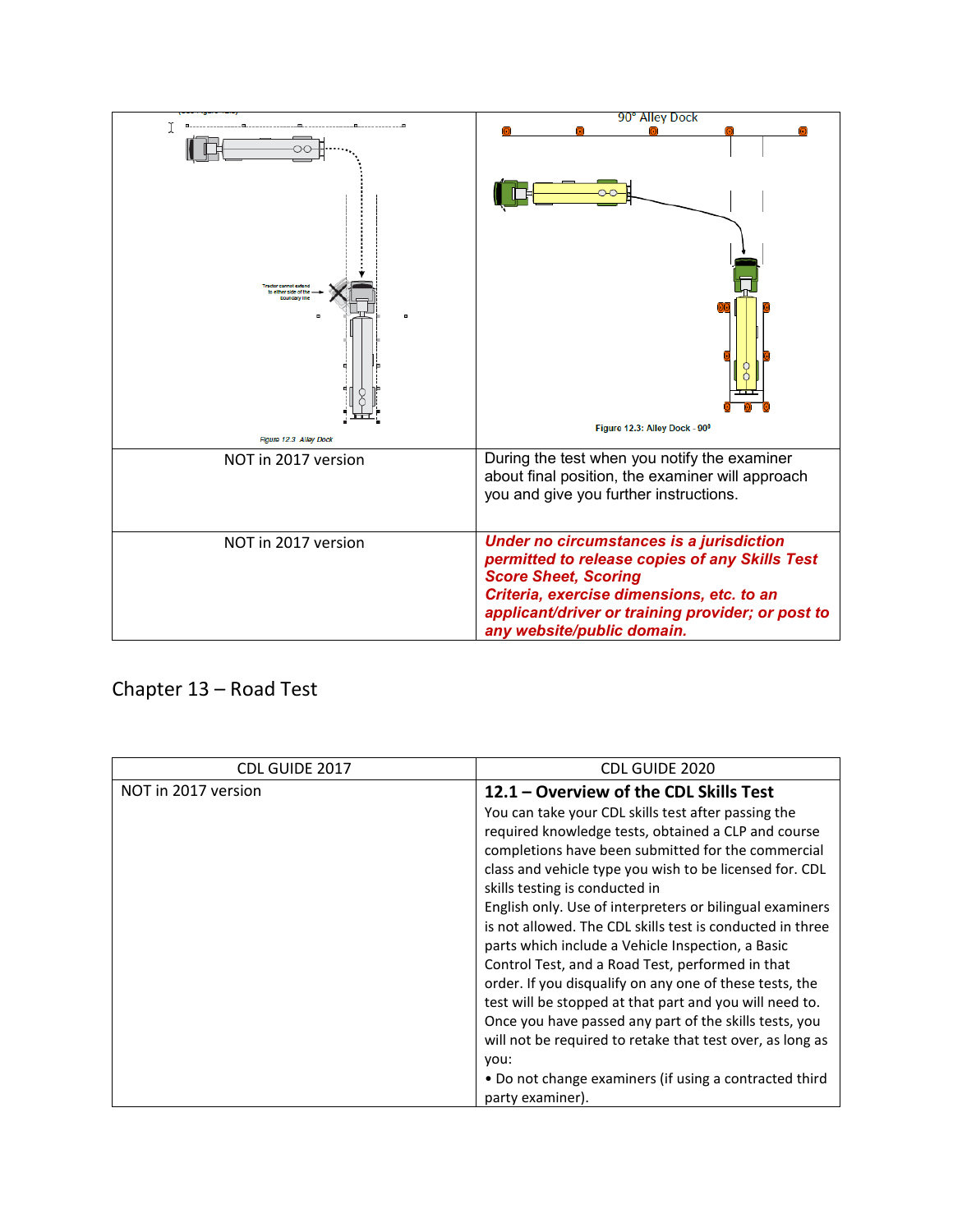| Tractor cannot extend to either side of the boundary line<br><br>Figure 12.3 Alley Dock | 90° Alley Dock<br><br>Figure 12.3: Alley Dock - 90° |
|---|---|
| NOT in 2017 version | During the test when you notify the examiner about final position, the examiner will approach you and give you further instructions. |
| NOT in 2017 version | ***Under no circumstances is a jurisdiction permitted to release copies of any Skills Test Score Sheet, Scoring Criteria, exercise dimensions, etc. to an applicant/driver or training provider; or post to any website/public domain.*** |

## Chapter 13 – Road Test

| CDL GUIDE 2017 | CDL GUIDE 2020 |
|---|---|
| NOT in 2017 version | **12.1 – Overview of the CDL Skills Test**<br>You can take your CDL skills test after passing the required knowledge tests, obtained a CLP and course completions have been submitted for the commercial class and vehicle type you wish to be licensed for. CDL skills testing is conducted in English only. Use of interpreters or bilingual examiners is not allowed. The CDL skills test is conducted in three parts which include a Vehicle Inspection, a Basic Control Test, and a Road Test, performed in that order. If you disqualify on any one of these tests, the test will be stopped at that part and you will need to. Once you have passed any part of the skills tests, you will not be required to retake that test over, as long as you:<br>• Do not change examiners (if using a contracted third party examiner). |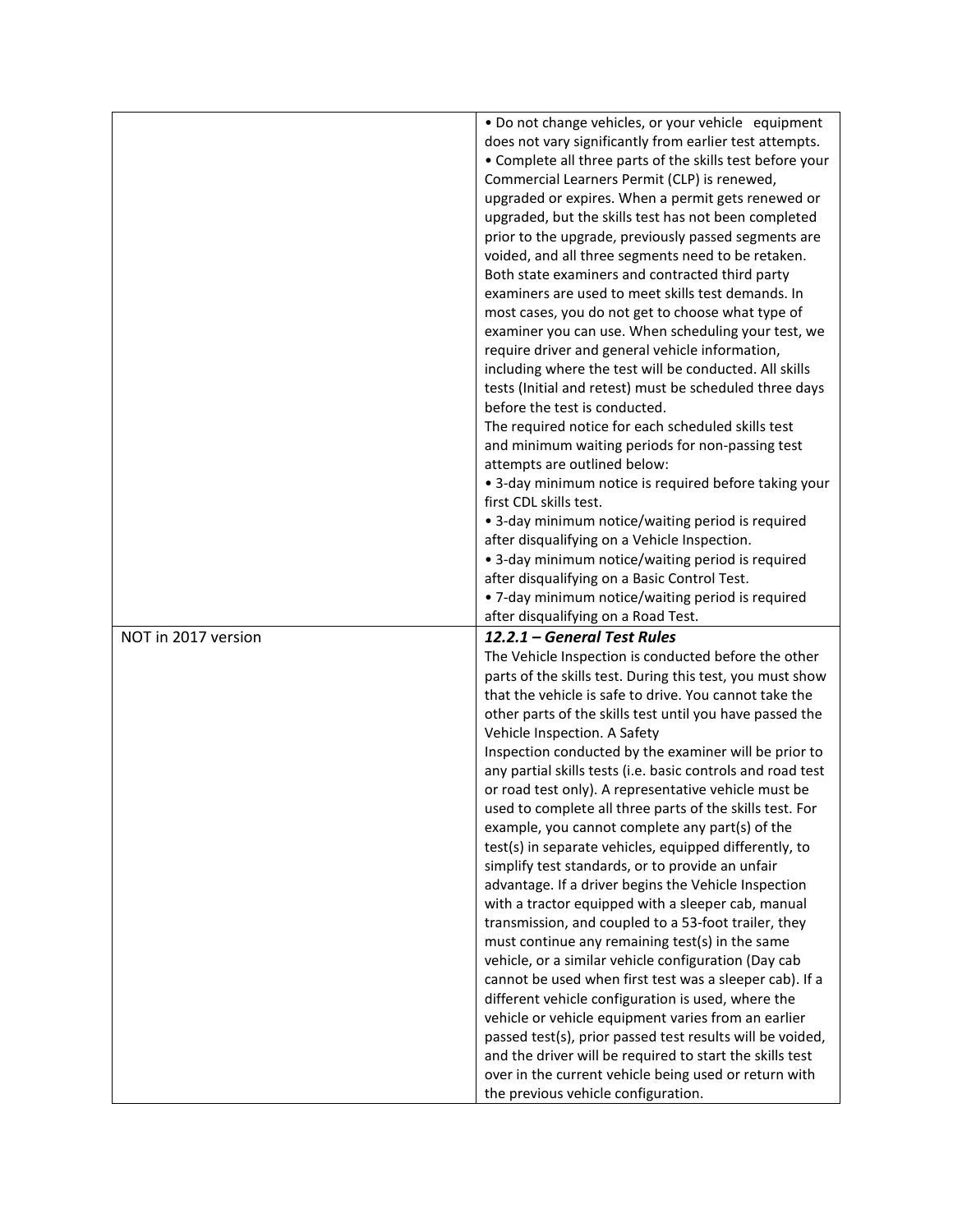| | |
|---|---|
| | • Do not change vehicles, or your vehicle equipment does not vary significantly from earlier test attempts.<br>• Complete all three parts of the skills test before your Commercial Learners Permit (CLP) is renewed, upgraded or expires. When a permit gets renewed or upgraded, but the skills test has not been completed prior to the upgrade, previously passed segments are voided, and all three segments need to be retaken. Both state examiners and contracted third party examiners are used to meet skills test demands. In most cases, you do not get to choose what type of examiner you can use. When scheduling your test, we require driver and general vehicle information, including where the test will be conducted. All skills tests (Initial and retest) must be scheduled three days before the test is conducted.<br>The required notice for each scheduled skills test and minimum waiting periods for non-passing test attempts are outlined below:<br>• 3-day minimum notice is required before taking your first CDL skills test.<br>• 3-day minimum notice/waiting period is required after disqualifying on a Vehicle Inspection.<br>• 3-day minimum notice/waiting period is required after disqualifying on a Basic Control Test.<br>• 7-day minimum notice/waiting period is required after disqualifying on a Road Test. |
| NOT in 2017 version | ***12.2.1 – General Test Rules***<br>The Vehicle Inspection is conducted before the other parts of the skills test. During this test, you must show that the vehicle is safe to drive. You cannot take the other parts of the skills test until you have passed the Vehicle Inspection. A Safety Inspection conducted by the examiner will be prior to any partial skills tests (i.e. basic controls and road test or road test only). A representative vehicle must be used to complete all three parts of the skills test. For example, you cannot complete any part(s) of the test(s) in separate vehicles, equipped differently, to simplify test standards, or to provide an unfair advantage. If a driver begins the Vehicle Inspection with a tractor equipped with a sleeper cab, manual transmission, and coupled to a 53-foot trailer, they must continue any remaining test(s) in the same vehicle, or a similar vehicle configuration (Day cab cannot be used when first test was a sleeper cab). If a different vehicle configuration is used, where the vehicle or vehicle equipment varies from an earlier passed test(s), prior passed test results will be voided, and the driver will be required to start the skills test over in the current vehicle being used or return with the previous vehicle configuration. |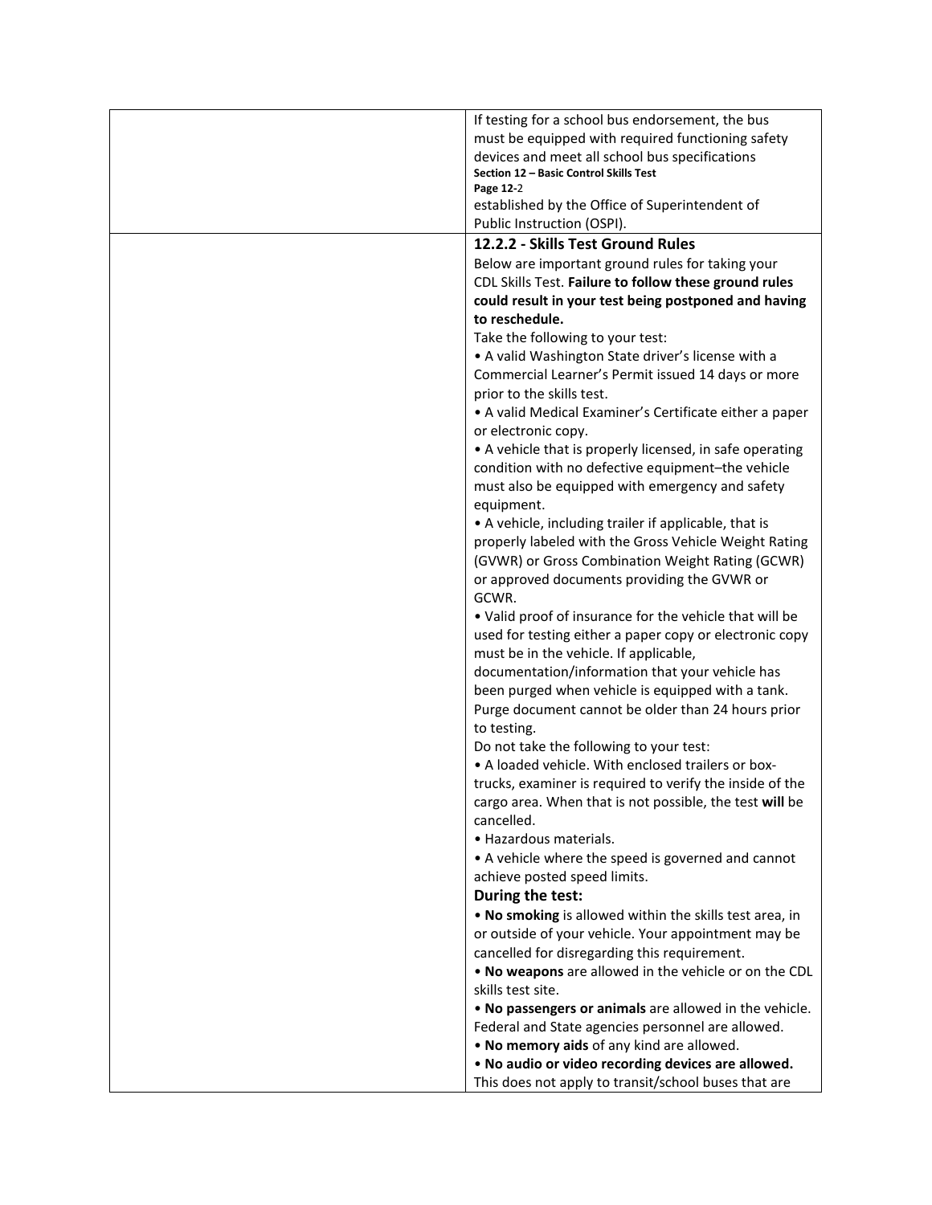If testing for a school bus endorsement, the bus must be equipped with required functioning safety devices and meet all school bus specifications established by the Office of Superintendent of Public Instruction (OSPI).

### 12.2.2 - Skills Test Ground Rules

Below are important ground rules for taking your CDL Skills Test. **Failure to follow these ground rules could result in your test being postponed and having to reschedule.**

Take the following to your test:

- A valid Washington State driver's license with a Commercial Learner's Permit issued 14 days or more prior to the skills test.
- A valid Medical Examiner's Certificate either a paper or electronic copy.
- A vehicle that is properly licensed, in safe operating condition with no defective equipment–the vehicle must also be equipped with emergency and safety equipment.
- A vehicle, including trailer if applicable, that is properly labeled with the Gross Vehicle Weight Rating (GVWR) or Gross Combination Weight Rating (GCWR) or approved documents providing the GVWR or GCWR.
- Valid proof of insurance for the vehicle that will be used for testing either a paper copy or electronic copy must be in the vehicle. If applicable, documentation/information that your vehicle has been purged when vehicle is equipped with a tank. Purge document cannot be older than 24 hours prior to testing.

Do not take the following to your test:

- A loaded vehicle. With enclosed trailers or box-trucks, examiner is required to verify the inside of the cargo area. When that is not possible, the test **will** be cancelled.
- Hazardous materials.
- A vehicle where the speed is governed and cannot achieve posted speed limits.

**During the test:**

- **No smoking** is allowed within the skills test area, in or outside of your vehicle. Your appointment may be cancelled for disregarding this requirement.
- **No weapons** are allowed in the vehicle or on the CDL skills test site.
- **No passengers or animals** are allowed in the vehicle. Federal and State agencies personnel are allowed.
- **No memory aids** of any kind are allowed.
- **No audio or video recording devices are allowed.** This does not apply to transit/school buses that are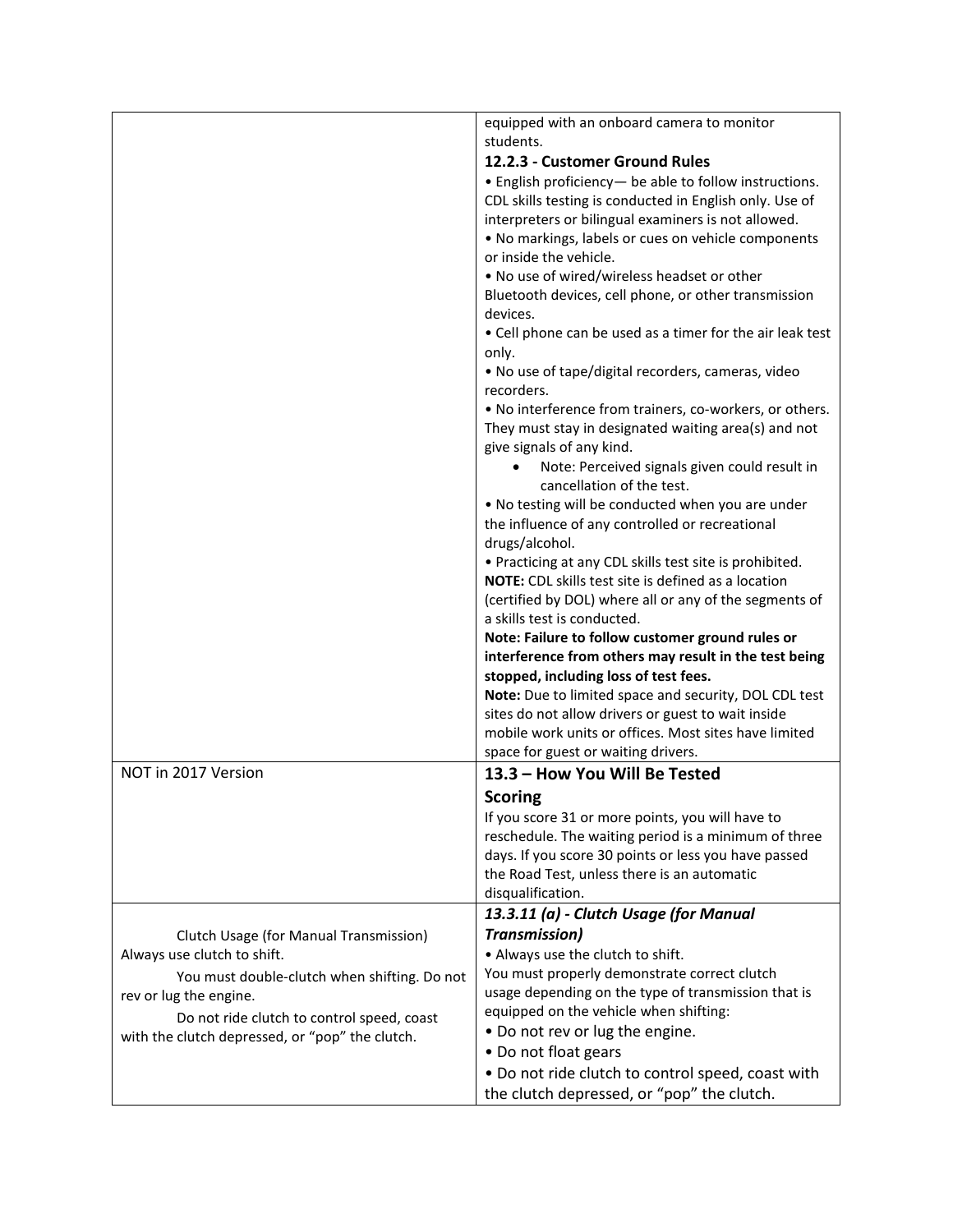| | |
|---|---|
| | equipped with an onboard camera to monitor students.<br>**12.2.3 - Customer Ground Rules**<br>• English proficiency— be able to follow instructions. CDL skills testing is conducted in English only. Use of interpreters or bilingual examiners is not allowed.<br>• No markings, labels or cues on vehicle components or inside the vehicle.<br>• No use of wired/wireless headset or other Bluetooth devices, cell phone, or other transmission devices.<br>• Cell phone can be used as a timer for the air leak test only.<br>• No use of tape/digital recorders, cameras, video recorders.<br>• No interference from trainers, co-workers, or others. They must stay in designated waiting area(s) and not give signals of any kind.<br>• Note: Perceived signals given could result in cancellation of the test.<br>• No testing will be conducted when you are under the influence of any controlled or recreational drugs/alcohol.<br>• Practicing at any CDL skills test site is prohibited.<br>**NOTE:** CDL skills test site is defined as a location (certified by DOL) where all or any of the segments of a skills test is conducted.<br>**Note: Failure to follow customer ground rules or interference from others may result in the test being stopped, including loss of test fees.**<br>**Note:** Due to limited space and security, DOL CDL test sites do not allow drivers or guest to wait inside mobile work units or offices. Most sites have limited space for guest or waiting drivers. |
| NOT in 2017 Version | **13.3 – How You Will Be Tested**<br>**Scoring**<br>If you score 31 or more points, you will have to reschedule. The waiting period is a minimum of three days. If you score 30 points or less you have passed the Road Test, unless there is an automatic disqualification. |
| Clutch Usage (for Manual Transmission)<br>Always use clutch to shift.<br>You must double-clutch when shifting. Do not rev or lug the engine.<br>Do not ride clutch to control speed, coast with the clutch depressed, or "pop" the clutch. | ***13.3.11 (a) - Clutch Usage (for Manual Transmission)***<br>• Always use the clutch to shift.<br>You must properly demonstrate correct clutch usage depending on the type of transmission that is equipped on the vehicle when shifting:<br>• Do not rev or lug the engine.<br>• Do not float gears<br>• Do not ride clutch to control speed, coast with the clutch depressed, or "pop" the clutch. |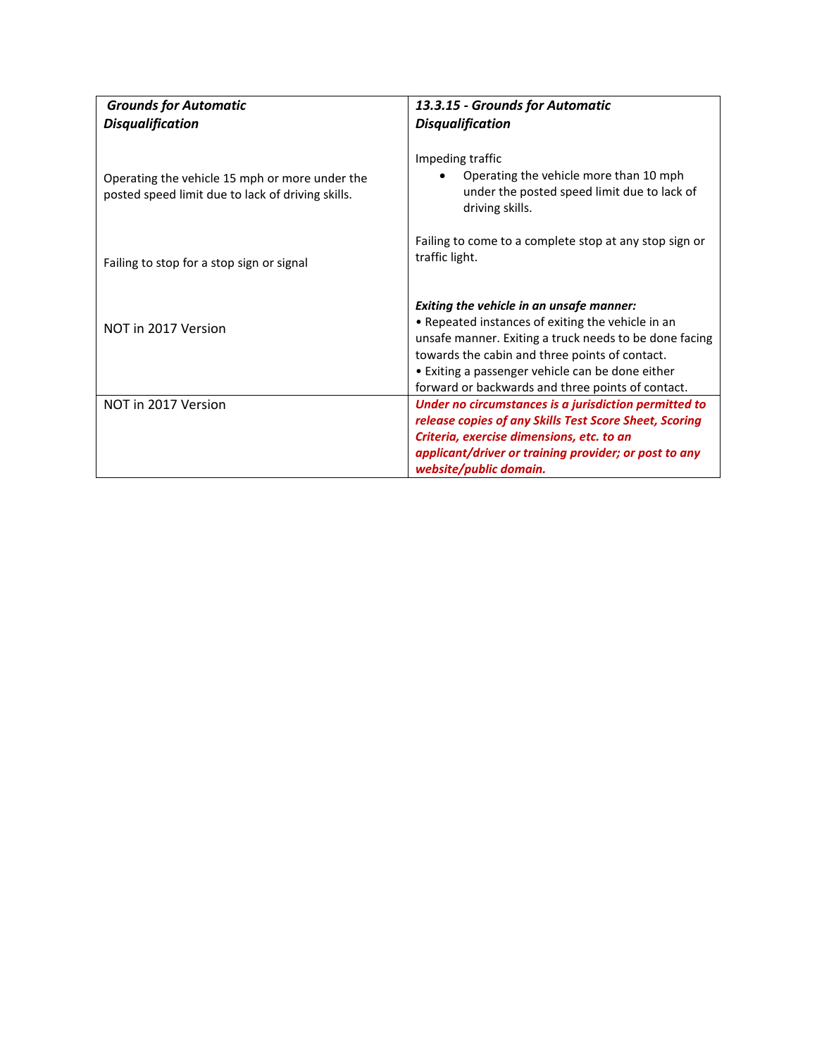| *Grounds for Automatic Disqualification* | ***13.3.15 - Grounds for Automatic Disqualification*** |
|---|---|
| Operating the vehicle 15 mph or more under the posted speed limit due to lack of driving skills. | Impeding traffic<br>• Operating the vehicle more than 10 mph under the posted speed limit due to lack of driving skills. |
| Failing to stop for a stop sign or signal | Failing to come to a complete stop at any stop sign or traffic light. |
| NOT in 2017 Version | ***Exiting the vehicle in an unsafe manner:***<br>• Repeated instances of exiting the vehicle in an unsafe manner. Exiting a truck needs to be done facing towards the cabin and three points of contact.<br>• Exiting a passenger vehicle can be done either forward or backwards and three points of contact. |
| NOT in 2017 Version | ***Under no circumstances is a jurisdiction permitted to release copies of any Skills Test Score Sheet, Scoring Criteria, exercise dimensions, etc. to an applicant/driver or training provider; or post to any website/public domain.*** |